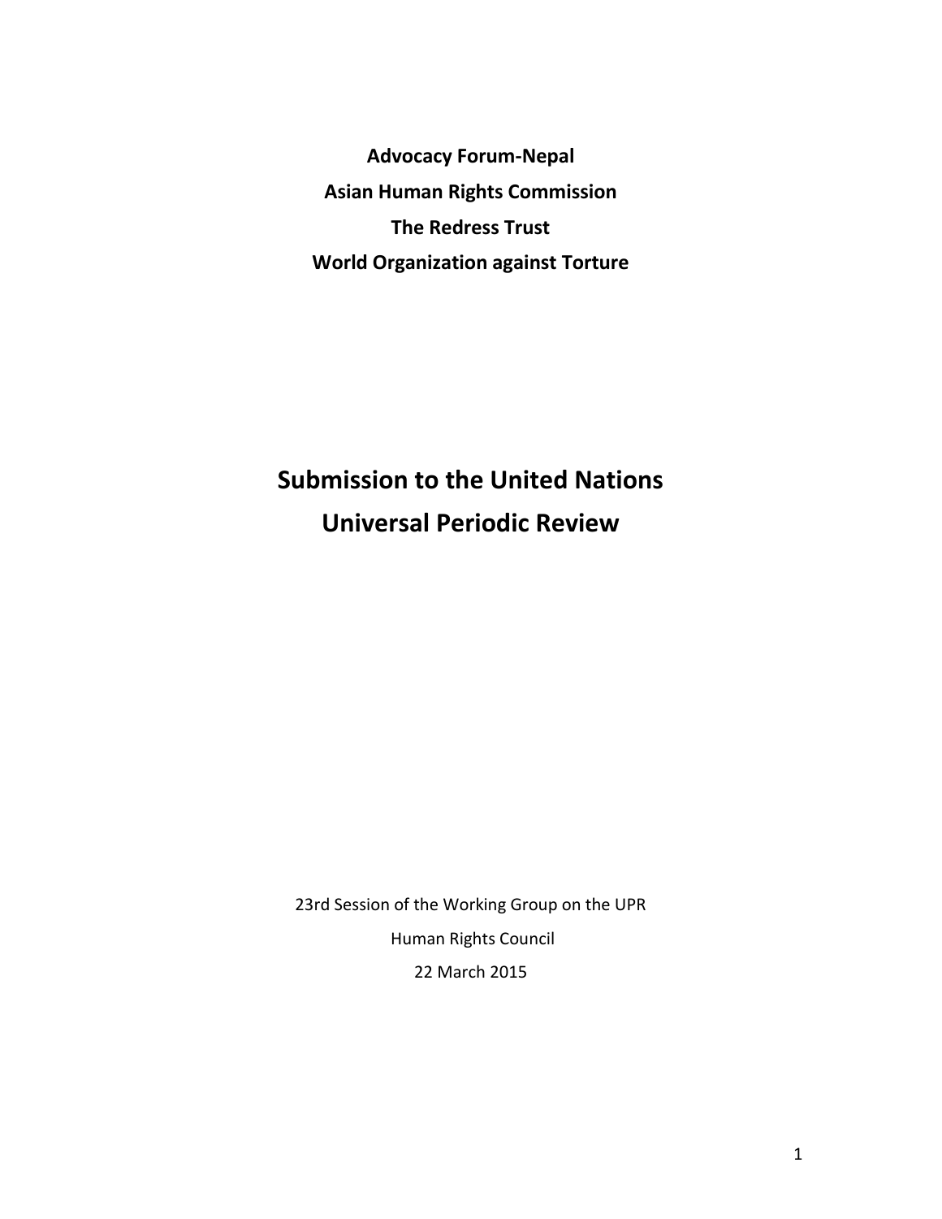**Advocacy Forum-Nepal**

**Asian Human Rights Commission**

**The Redress Trust**

**World Organization against Torture**

# Submission to the United Nations Universal Periodic Review

23rd Session of the Working Group on the UPR

Human Rights Council

22 March 2015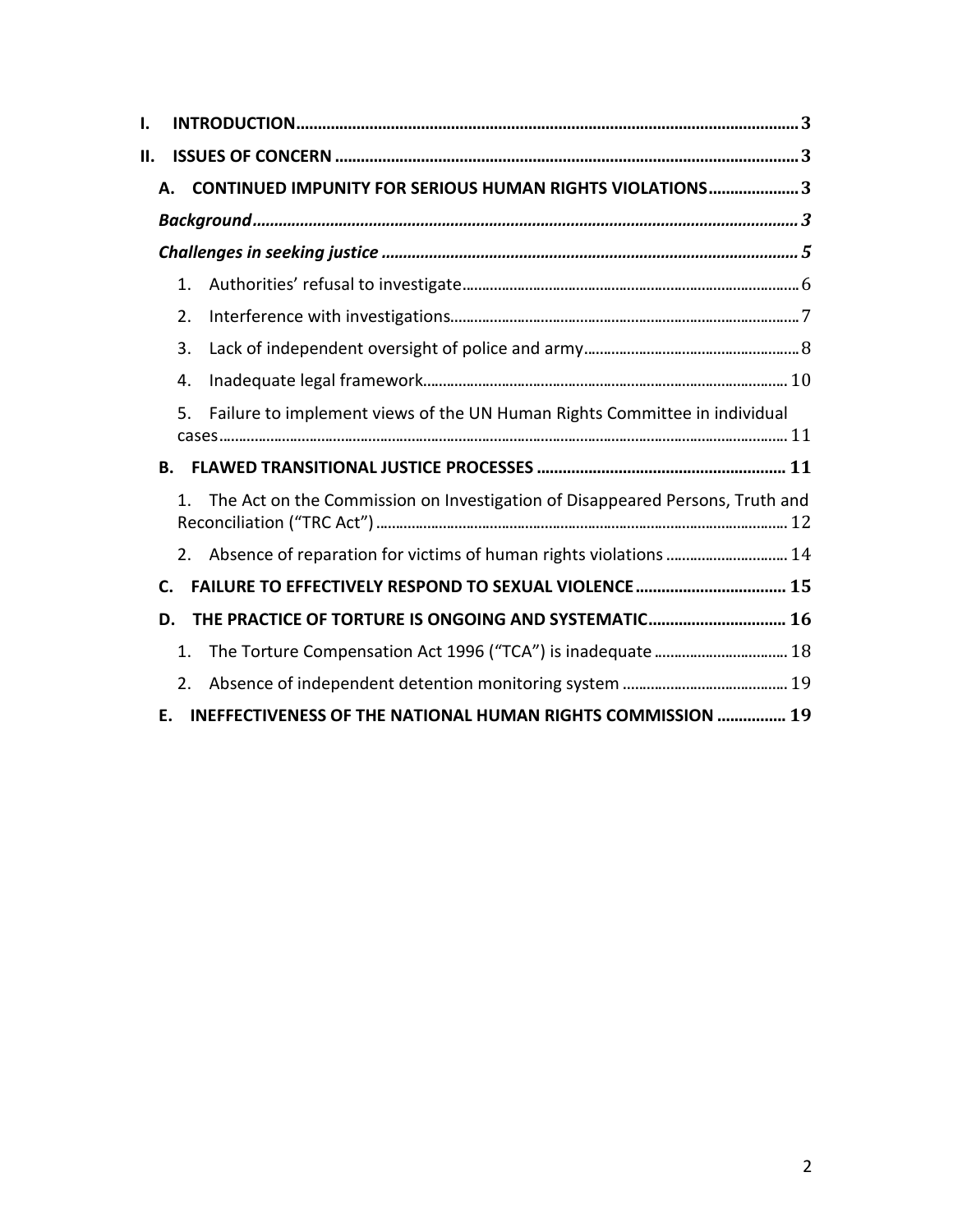I. INTRODUCTION .......... 3

II. ISSUES OF CONCERN .......... 3

- A. CONTINUED IMPUNITY FOR SERIOUS HUMAN RIGHTS VIOLATIONS .......... 3
  - *Background* .......... 3
  - *Challenges in seeking justice* .......... 5
    1. Authorities' refusal to investigate .......... 6
    2. Interference with investigations .......... 7
    3. Lack of independent oversight of police and army .......... 8
    4. Inadequate legal framework .......... 10
    5. Failure to implement views of the UN Human Rights Committee in individual cases .......... 11
- B. FLAWED TRANSITIONAL JUSTICE PROCESSES .......... 11
  1. The Act on the Commission on Investigation of Disappeared Persons, Truth and Reconciliation ("TRC Act") .......... 12
  2. Absence of reparation for victims of human rights violations .......... 14
- C. FAILURE TO EFFECTIVELY RESPOND TO SEXUAL VIOLENCE .......... 15
- D. THE PRACTICE OF TORTURE IS ONGOING AND SYSTEMATIC .......... 16
  1. The Torture Compensation Act 1996 ("TCA") is inadequate .......... 18
  2. Absence of independent detention monitoring system .......... 19
- E. INEFFECTIVENESS OF THE NATIONAL HUMAN RIGHTS COMMISSION .......... 19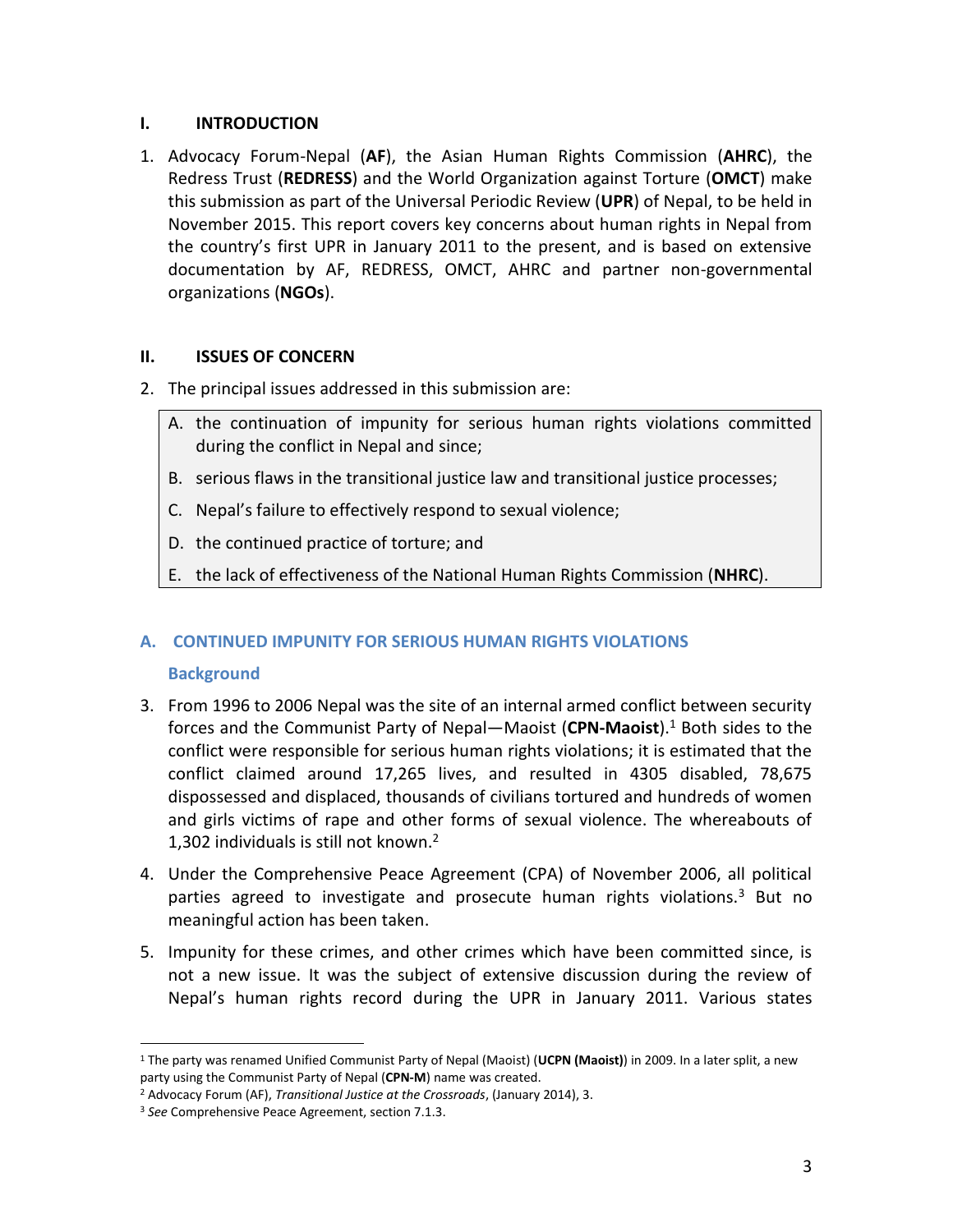## I. INTRODUCTION

1. Advocacy Forum-Nepal (**AF**), the Asian Human Rights Commission (**AHRC**), the Redress Trust (**REDRESS**) and the World Organization against Torture (**OMCT**) make this submission as part of the Universal Periodic Review (**UPR**) of Nepal, to be held in November 2015. This report covers key concerns about human rights in Nepal from the country's first UPR in January 2011 to the present, and is based on extensive documentation by AF, REDRESS, OMCT, AHRC and partner non-governmental organizations (**NGOs**).

## II. ISSUES OF CONCERN

2. The principal issues addressed in this submission are:

   A. the continuation of impunity for serious human rights violations committed during the conflict in Nepal and since;

   B. serious flaws in the transitional justice law and transitional justice processes;

   C. Nepal's failure to effectively respond to sexual violence;

   D. the continued practice of torture; and

   E. the lack of effectiveness of the National Human Rights Commission (**NHRC**).

### A. CONTINUED IMPUNITY FOR SERIOUS HUMAN RIGHTS VIOLATIONS

#### Background

3. From 1996 to 2006 Nepal was the site of an internal armed conflict between security forces and the Communist Party of Nepal—Maoist (**CPN-Maoist**).[1] Both sides to the conflict were responsible for serious human rights violations; it is estimated that the conflict claimed around 17,265 lives, and resulted in 4305 disabled, 78,675 dispossessed and displaced, thousands of civilians tortured and hundreds of women and girls victims of rape and other forms of sexual violence. The whereabouts of 1,302 individuals is still not known.[2]

4. Under the Comprehensive Peace Agreement (CPA) of November 2006, all political parties agreed to investigate and prosecute human rights violations.[3] But no meaningful action has been taken.

5. Impunity for these crimes, and other crimes which have been committed since, is not a new issue. It was the subject of extensive discussion during the review of Nepal's human rights record during the UPR in January 2011. Various states

---

[1] The party was renamed Unified Communist Party of Nepal (Maoist) (**UCPN (Maoist)**) in 2009. In a later split, a new party using the Communist Party of Nepal (**CPN-M**) name was created.

[2] Advocacy Forum (AF), *Transitional Justice at the Crossroads*, (January 2014), 3.

[3] *See* Comprehensive Peace Agreement, section 7.1.3.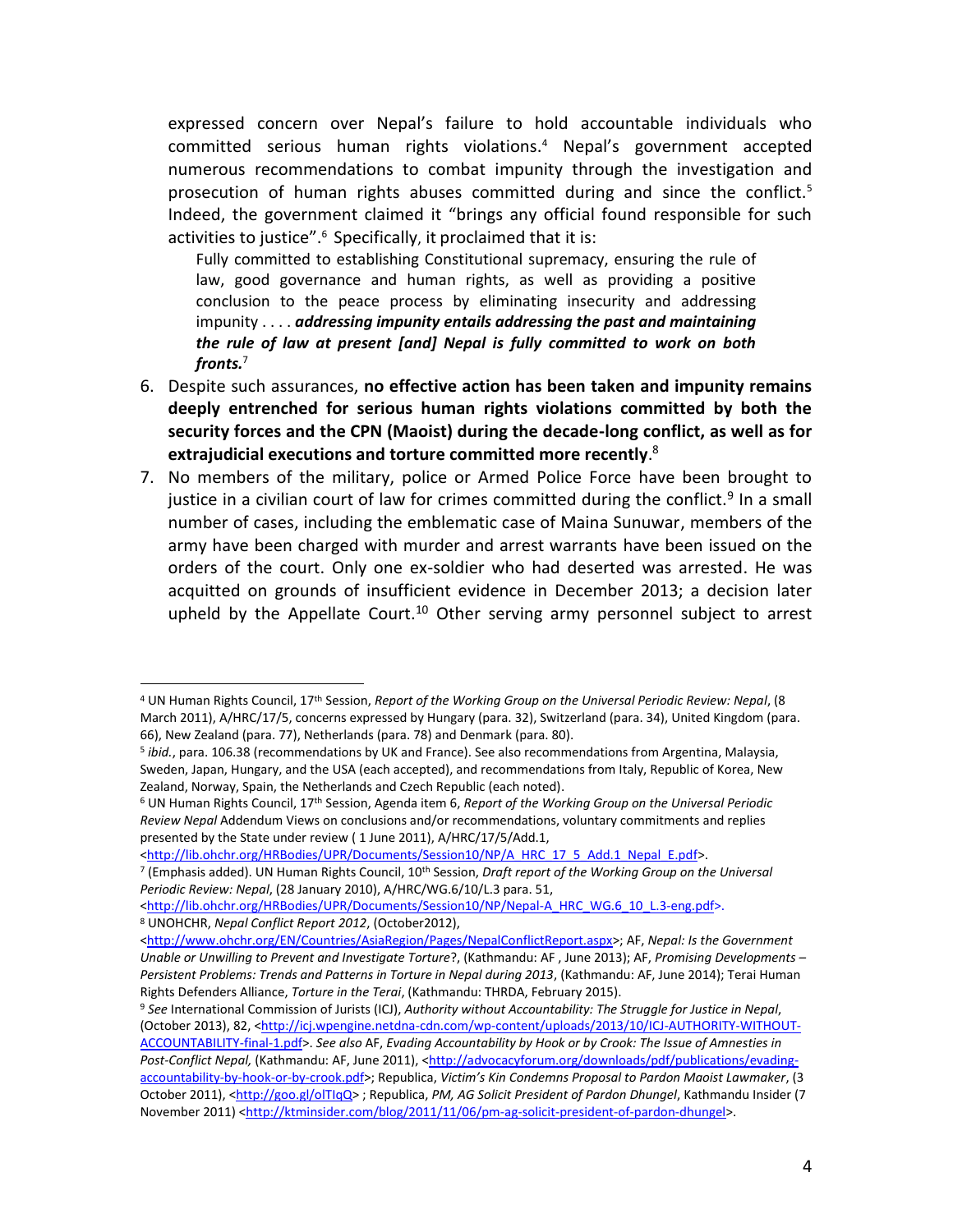expressed concern over Nepal's failure to hold accountable individuals who committed serious human rights violations.[4] Nepal's government accepted numerous recommendations to combat impunity through the investigation and prosecution of human rights abuses committed during and since the conflict.[5] Indeed, the government claimed it "brings any official found responsible for such activities to justice".[6] Specifically, it proclaimed that it is:

> Fully committed to establishing Constitutional supremacy, ensuring the rule of law, good governance and human rights, as well as providing a positive conclusion to the peace process by eliminating insecurity and addressing impunity . . . . ***addressing impunity entails addressing the past and maintaining the rule of law at present [and] Nepal is fully committed to work on both fronts.***[7]

6. Despite such assurances, **no effective action has been taken and impunity remains deeply entrenched for serious human rights violations committed by both the security forces and the CPN (Maoist) during the decade-long conflict, as well as for extrajudicial executions and torture committed more recently**.[8]
7. No members of the military, police or Armed Police Force have been brought to justice in a civilian court of law for crimes committed during the conflict.[9] In a small number of cases, including the emblematic case of Maina Sunuwar, members of the army have been charged with murder and arrest warrants have been issued on the orders of the court. Only one ex-soldier who had deserted was arrested. He was acquitted on grounds of insufficient evidence in December 2013; a decision later upheld by the Appellate Court.[10] Other serving army personnel subject to arrest

---

[4] UN Human Rights Council, 17th Session, *Report of the Working Group on the Universal Periodic Review: Nepal*, (8 March 2011), A/HRC/17/5, concerns expressed by Hungary (para. 32), Switzerland (para. 34), United Kingdom (para. 66), New Zealand (para. 77), Netherlands (para. 78) and Denmark (para. 80).

[5] *ibid.*, para. 106.38 (recommendations by UK and France). See also recommendations from Argentina, Malaysia, Sweden, Japan, Hungary, and the USA (each accepted), and recommendations from Italy, Republic of Korea, New Zealand, Norway, Spain, the Netherlands and Czech Republic (each noted).

[6] UN Human Rights Council, 17th Session, Agenda item 6, *Report of the Working Group on the Universal Periodic Review Nepal* Addendum Views on conclusions and/or recommendations, voluntary commitments and replies presented by the State under review ( 1 June 2011), A/HRC/17/5/Add.1, <http://lib.ohchr.org/HRBodies/UPR/Documents/Session10/NP/A_HRC_17_5_Add.1_Nepal_E.pdf>.

[7] (Emphasis added). UN Human Rights Council, 10th Session, *Draft report of the Working Group on the Universal Periodic Review: Nepal*, (28 January 2010), A/HRC/WG.6/10/L.3 para. 51, <http://lib.ohchr.org/HRBodies/UPR/Documents/Session10/NP/Nepal-A_HRC_WG.6_10_L.3-eng.pdf>.

[8] UNOHCHR, *Nepal Conflict Report 2012*, (October2012), <http://www.ohchr.org/EN/Countries/AsiaRegion/Pages/NepalConflictReport.aspx>; AF, *Nepal: Is the Government Unable or Unwilling to Prevent and Investigate Torture*?, (Kathmandu: AF , June 2013); AF, *Promising Developments – Persistent Problems: Trends and Patterns in Torture in Nepal during 2013*, (Kathmandu: AF, June 2014); Terai Human Rights Defenders Alliance, *Torture in the Terai*, (Kathmandu: THRDA, February 2015).

[9] *See* International Commission of Jurists (ICJ), *Authority without Accountability: The Struggle for Justice in Nepal*, (October 2013), 82, <http://icj.wpengine.netdna-cdn.com/wp-content/uploads/2013/10/ICJ-AUTHORITY-WITHOUT-ACCOUNTABILITY-final-1.pdf>. *See also* AF, *Evading Accountability by Hook or by Crook: The Issue of Amnesties in Post-Conflict Nepal,* (Kathmandu: AF, June 2011), <http://advocacyforum.org/downloads/pdf/publications/evading-accountability-by-hook-or-by-crook.pdf>; Republica, *Victim's Kin Condemns Proposal to Pardon Maoist Lawmaker*, (3 October 2011), <http://goo.gl/olTIqQ> ; Republica, *PM, AG Solicit President of Pardon Dhungel*, Kathmandu Insider (7 November 2011) <http://ktminsider.com/blog/2011/11/06/pm-ag-solicit-president-of-pardon-dhungel>.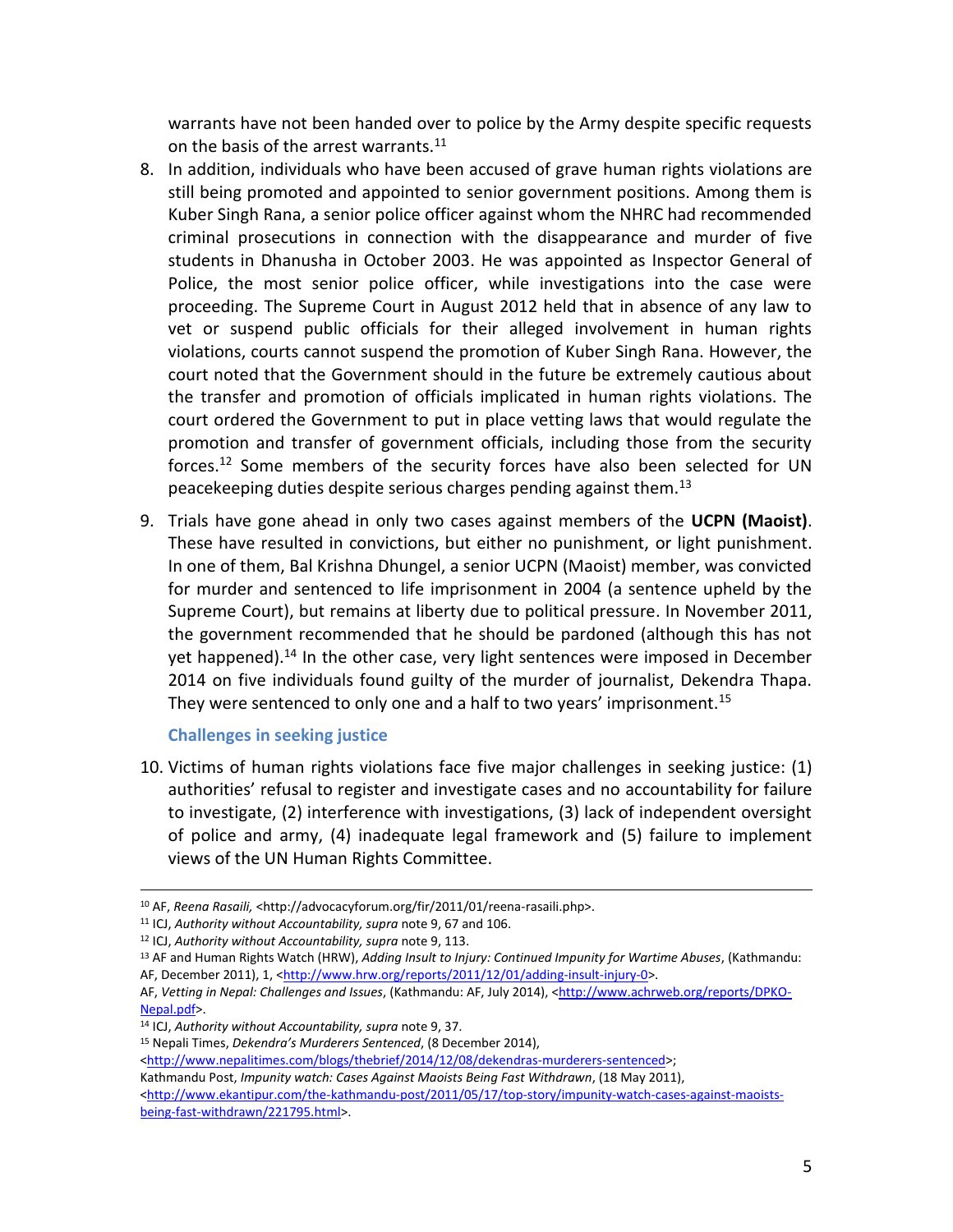warrants have not been handed over to police by the Army despite specific requests on the basis of the arrest warrants.[11]

8. In addition, individuals who have been accused of grave human rights violations are still being promoted and appointed to senior government positions. Among them is Kuber Singh Rana, a senior police officer against whom the NHRC had recommended criminal prosecutions in connection with the disappearance and murder of five students in Dhanusha in October 2003. He was appointed as Inspector General of Police, the most senior police officer, while investigations into the case were proceeding. The Supreme Court in August 2012 held that in absence of any law to vet or suspend public officials for their alleged involvement in human rights violations, courts cannot suspend the promotion of Kuber Singh Rana. However, the court noted that the Government should in the future be extremely cautious about the transfer and promotion of officials implicated in human rights violations. The court ordered the Government to put in place vetting laws that would regulate the promotion and transfer of government officials, including those from the security forces.[12] Some members of the security forces have also been selected for UN peacekeeping duties despite serious charges pending against them.[13]

9. Trials have gone ahead in only two cases against members of the **UCPN (Maoist)**. These have resulted in convictions, but either no punishment, or light punishment. In one of them, Bal Krishna Dhungel, a senior UCPN (Maoist) member, was convicted for murder and sentenced to life imprisonment in 2004 (a sentence upheld by the Supreme Court), but remains at liberty due to political pressure. In November 2011, the government recommended that he should be pardoned (although this has not yet happened).[14] In the other case, very light sentences were imposed in December 2014 on five individuals found guilty of the murder of journalist, Dekendra Thapa. They were sentenced to only one and a half to two years' imprisonment.[15]

### Challenges in seeking justice

10. Victims of human rights violations face five major challenges in seeking justice: (1) authorities' refusal to register and investigate cases and no accountability for failure to investigate, (2) interference with investigations, (3) lack of independent oversight of police and army, (4) inadequate legal framework and (5) failure to implement views of the UN Human Rights Committee.

---

[10] AF, *Reena Rasaili,* <http://advocacyforum.org/fir/2011/01/reena-rasaili.php>.

[11] ICJ, *Authority without Accountability, supra* note 9, 67 and 106.

[12] ICJ, *Authority without Accountability, supra* note 9, 113.

[13] AF and Human Rights Watch (HRW), *Adding Insult to Injury: Continued Impunity for Wartime Abuses*, (Kathmandu: AF, December 2011), 1, <http://www.hrw.org/reports/2011/12/01/adding-insult-injury-0>.
AF, *Vetting in Nepal: Challenges and Issues*, (Kathmandu: AF, July 2014), <http://www.achrweb.org/reports/DPKO-Nepal.pdf>.

[14] ICJ, *Authority without Accountability, supra* note 9, 37.

[15] Nepali Times, *Dekendra's Murderers Sentenced*, (8 December 2014), <http://www.nepalitimes.com/blogs/thebrief/2014/12/08/dekendras-murderers-sentenced>;
Kathmandu Post, *Impunity watch: Cases Against Maoists Being Fast Withdrawn*, (18 May 2011), <http://www.ekantipur.com/the-kathmandu-post/2011/05/17/top-story/impunity-watch-cases-against-maoists-being-fast-withdrawn/221795.html>.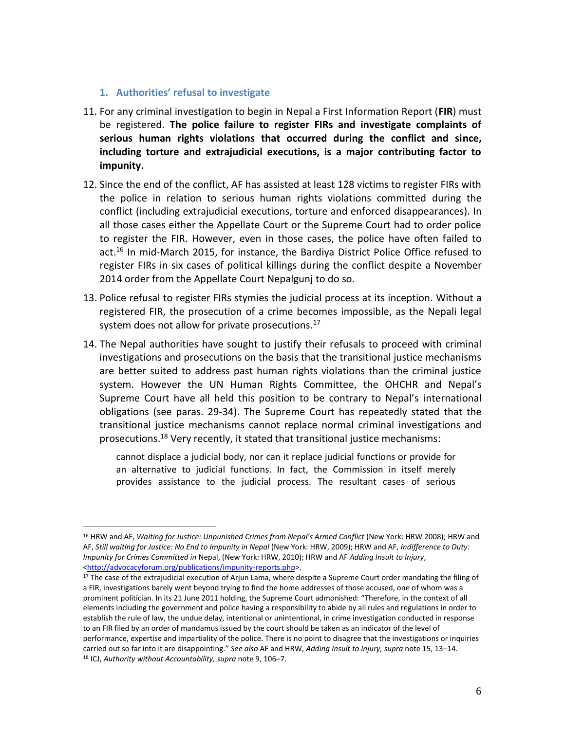### 1. Authorities' refusal to investigate

11. For any criminal investigation to begin in Nepal a First Information Report (**FIR**) must be registered. **The police failure to register FIRs and investigate complaints of serious human rights violations that occurred during the conflict and since, including torture and extrajudicial executions, is a major contributing factor to impunity.**

12. Since the end of the conflict, AF has assisted at least 128 victims to register FIRs with the police in relation to serious human rights violations committed during the conflict (including extrajudicial executions, torture and enforced disappearances). In all those cases either the Appellate Court or the Supreme Court had to order police to register the FIR. However, even in those cases, the police have often failed to act.[16] In mid-March 2015, for instance, the Bardiya District Police Office refused to register FIRs in six cases of political killings during the conflict despite a November 2014 order from the Appellate Court Nepalgunj to do so.

13. Police refusal to register FIRs stymies the judicial process at its inception. Without a registered FIR, the prosecution of a crime becomes impossible, as the Nepali legal system does not allow for private prosecutions.[17]

14. The Nepal authorities have sought to justify their refusals to proceed with criminal investigations and prosecutions on the basis that the transitional justice mechanisms are better suited to address past human rights violations than the criminal justice system. However the UN Human Rights Committee, the OHCHR and Nepal's Supreme Court have all held this position to be contrary to Nepal's international obligations (see paras. 29-34). The Supreme Court has repeatedly stated that the transitional justice mechanisms cannot replace normal criminal investigations and prosecutions.[18] Very recently, it stated that transitional justice mechanisms:

> cannot displace a judicial body, nor can it replace judicial functions or provide for an alternative to judicial functions. In fact, the Commission in itself merely provides assistance to the judicial process. The resultant cases of serious

---

[16] HRW and AF, *Waiting for Justice: Unpunished Crimes from Nepal's Armed Conflict* (New York: HRW 2008); HRW and AF, *Still waiting for Justice: No End to Impunity in Nepal* (New York: HRW, 2009); HRW and AF, *Indifference to Duty: Impunity for Crimes Committed in* Nepal, (New York: HRW, 2010); HRW and AF *Adding Insult to Injury*, <http://advocacyforum.org/publications/impunity-reports.php>.

[17] The case of the extrajudicial execution of Arjun Lama, where despite a Supreme Court order mandating the filing of a FIR, investigations barely went beyond trying to find the home addresses of those accused, one of whom was a prominent politician. In its 21 June 2011 holding, the Supreme Court admonished: "Therefore, in the context of all elements including the government and police having a responsibility to abide by all rules and regulations in order to establish the rule of law, the undue delay, intentional or unintentional, in crime investigation conducted in response to an FIR filed by an order of mandamus issued by the court should be taken as an indicator of the level of performance, expertise and impartiality of the police. There is no point to disagree that the investigations or inquiries carried out so far into it are disappointing." *See also* AF and HRW, *Adding Insult to Injury, supra* note 15, 13–14.

[18] ICJ, *Authority without Accountability, supra* note 9, 106–7.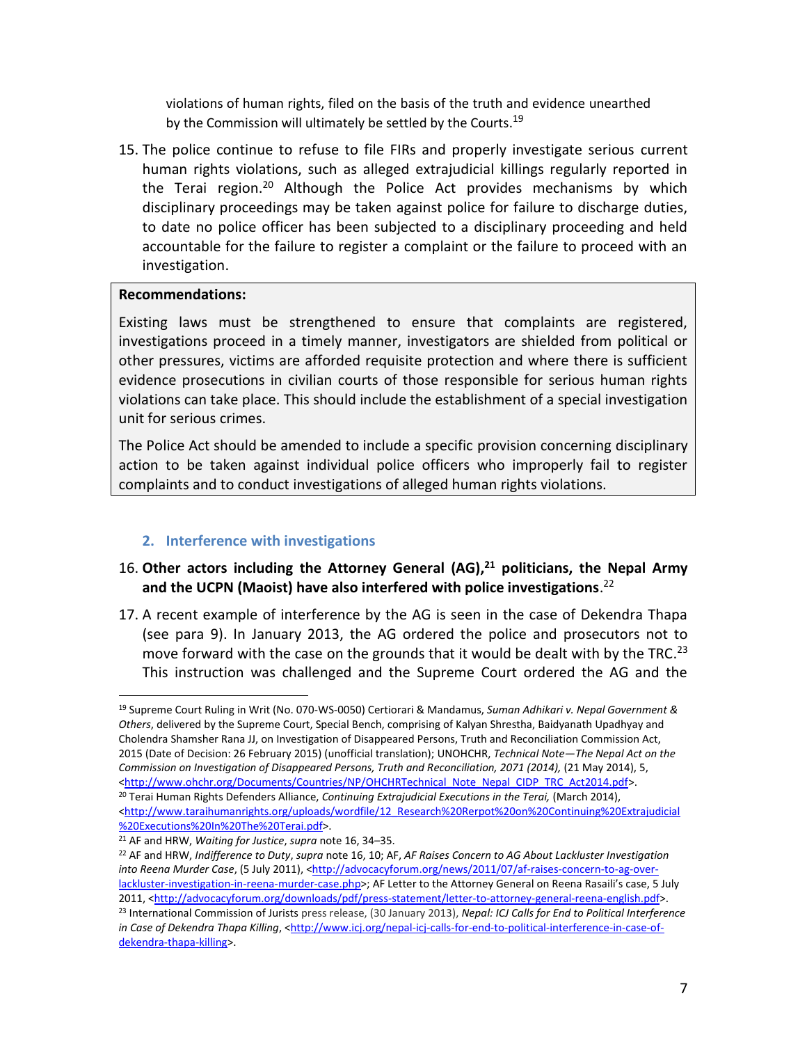violations of human rights, filed on the basis of the truth and evidence unearthed by the Commission will ultimately be settled by the Courts.[19]

15. The police continue to refuse to file FIRs and properly investigate serious current human rights violations, such as alleged extrajudicial killings regularly reported in the Terai region.[20] Although the Police Act provides mechanisms by which disciplinary proceedings may be taken against police for failure to discharge duties, to date no police officer has been subjected to a disciplinary proceeding and held accountable for the failure to register a complaint or the failure to proceed with an investigation.

> **Recommendations:**
>
> Existing laws must be strengthened to ensure that complaints are registered, investigations proceed in a timely manner, investigators are shielded from political or other pressures, victims are afforded requisite protection and where there is sufficient evidence prosecutions in civilian courts of those responsible for serious human rights violations can take place. This should include the establishment of a special investigation unit for serious crimes.
>
> The Police Act should be amended to include a specific provision concerning disciplinary action to be taken against individual police officers who improperly fail to register complaints and to conduct investigations of alleged human rights violations.

### 2. Interference with investigations

16. **Other actors including the Attorney General (AG),[21] politicians, the Nepal Army and the UCPN (Maoist) have also interfered with police investigations**.[22]

17. A recent example of interference by the AG is seen in the case of Dekendra Thapa (see para 9). In January 2013, the AG ordered the police and prosecutors not to move forward with the case on the grounds that it would be dealt with by the TRC.[23] This instruction was challenged and the Supreme Court ordered the AG and the

---

[19] Supreme Court Ruling in Writ (No. 070-WS-0050) Certiorari & Mandamus, *Suman Adhikari v. Nepal Government & Others*, delivered by the Supreme Court, Special Bench, comprising of Kalyan Shrestha, Baidyanath Upadhyay and Cholendra Shamsher Rana JJ, on Investigation of Disappeared Persons, Truth and Reconciliation Commission Act, 2015 (Date of Decision: 26 February 2015) (unofficial translation); UNOHCHR, *Technical Note—The Nepal Act on the Commission on Investigation of Disappeared Persons, Truth and Reconciliation, 2071 (2014),* (21 May 2014), 5, <http://www.ohchr.org/Documents/Countries/NP/OHCHRTechnical_Note_Nepal_CIDP_TRC_Act2014.pdf>.

[20] Terai Human Rights Defenders Alliance, *Continuing Extrajudicial Executions in the Terai,* (March 2014), <http://www.taraihumanrights.org/uploads/wordfile/12_Research%20Rerpot%20on%20Continuing%20Extrajudicial%20Executions%20In%20The%20Terai.pdf>.

[21] AF and HRW, *Waiting for Justice*, *supra* note 16, 34–35.

[22] AF and HRW, *Indifference to Duty*, *supra* note 16, 10; AF, *AF Raises Concern to AG About Lackluster Investigation into Reena Murder Case*, (5 July 2011), <http://advocacyforum.org/news/2011/07/af-raises-concern-to-ag-over-lackluster-investigation-in-reena-murder-case.php>; AF Letter to the Attorney General on Reena Rasaili's case, 5 July 2011, <http://advocacyforum.org/downloads/pdf/press-statement/letter-to-attorney-general-reena-english.pdf>.

[23] International Commission of Jurists press release, (30 January 2013), *Nepal: ICJ Calls for End to Political Interference in Case of Dekendra Thapa Killing*, <http://www.icj.org/nepal-icj-calls-for-end-to-political-interference-in-case-of-dekendra-thapa-killing>.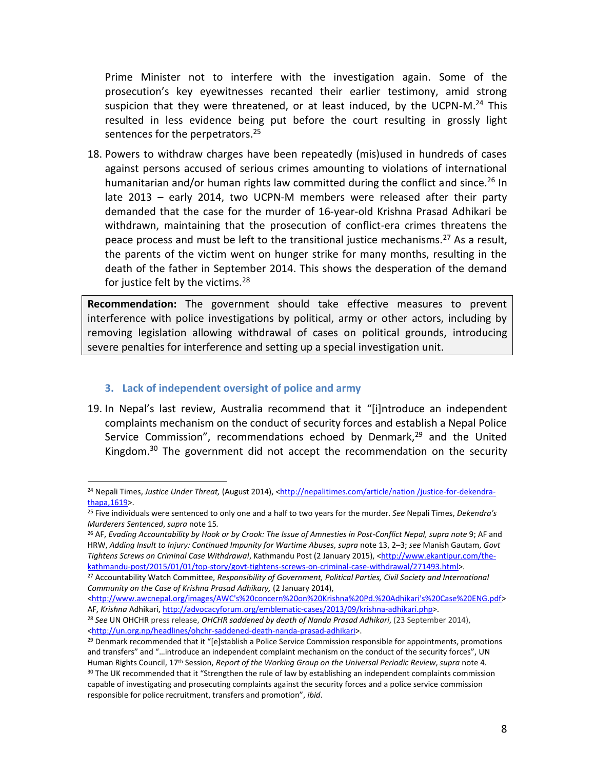Prime Minister not to interfere with the investigation again. Some of the prosecution's key eyewitnesses recanted their earlier testimony, amid strong suspicion that they were threatened, or at least induced, by the UCPN-M.[24] This resulted in less evidence being put before the court resulting in grossly light sentences for the perpetrators.[25]

18. Powers to withdraw charges have been repeatedly (mis)used in hundreds of cases against persons accused of serious crimes amounting to violations of international humanitarian and/or human rights law committed during the conflict and since.[26] In late 2013 – early 2014, two UCPN-M members were released after their party demanded that the case for the murder of 16-year-old Krishna Prasad Adhikari be withdrawn, maintaining that the prosecution of conflict-era crimes threatens the peace process and must be left to the transitional justice mechanisms.[27] As a result, the parents of the victim went on hunger strike for many months, resulting in the death of the father in September 2014. This shows the desperation of the demand for justice felt by the victims.[28]

**Recommendation:** The government should take effective measures to prevent interference with police investigations by political, army or other actors, including by removing legislation allowing withdrawal of cases on political grounds, introducing severe penalties for interference and setting up a special investigation unit.

### 3. Lack of independent oversight of police and army

19. In Nepal's last review, Australia recommend that it "[i]ntroduce an independent complaints mechanism on the conduct of security forces and establish a Nepal Police Service Commission", recommendations echoed by Denmark,[29] and the United Kingdom.[30] The government did not accept the recommendation on the security

---

[24] Nepali Times, *Justice Under Threat,* (August 2014), <http://nepalitimes.com/article/nation /justice-for-dekendra-thapa,1619>.

[25] Five individuals were sentenced to only one and a half to two years for the murder. *See* Nepali Times, *Dekendra's Murderers Sentenced*, *supra* note 15.

[26] AF, *Evading Accountability by Hook or by Crook: The Issue of Amnesties in Post-Conflict Nepal, supra note* 9; AF and HRW, *Adding Insult to Injury: Continued Impunity for Wartime Abuses, supra* note 13, 2–3; *see* Manish Gautam, *Govt Tightens Screws on Criminal Case Withdrawal*, Kathmandu Post (2 January 2015), <http://www.ekantipur.com/the-kathmandu-post/2015/01/01/top-story/govt-tightens-screws-on-criminal-case-withdrawal/271493.html>.

[27] Accountability Watch Committee, *Responsibility of Government, Political Parties, Civil Society and International Community on the Case of Krishna Prasad Adhikary,* (2 January 2014), <http://www.awcnepal.org/images/AWC's%20concern%20on%20Krishna%20Pd.%20Adhikari's%20Case%20ENG.pdf> AF, *Krishna* Adhikari, http://advocacyforum.org/emblematic-cases/2013/09/krishna-adhikari.php>.

[28] *See* UN OHCHR press release, *OHCHR saddened by death of Nanda Prasad Adhikari*, (23 September 2014), <http://un.org.np/headlines/ohchr-saddened-death-nanda-prasad-adhikari>.

[29] Denmark recommended that it "[e]stablish a Police Service Commission responsible for appointments, promotions and transfers" and "…introduce an independent complaint mechanism on the conduct of the security forces", UN Human Rights Council, 17th Session, *Report of the Working Group on the Universal Periodic Review*, *supra* note 4.

[30] The UK recommended that it "Strengthen the rule of law by establishing an independent complaints commission capable of investigating and prosecuting complaints against the security forces and a police service commission responsible for police recruitment, transfers and promotion", *ibid*.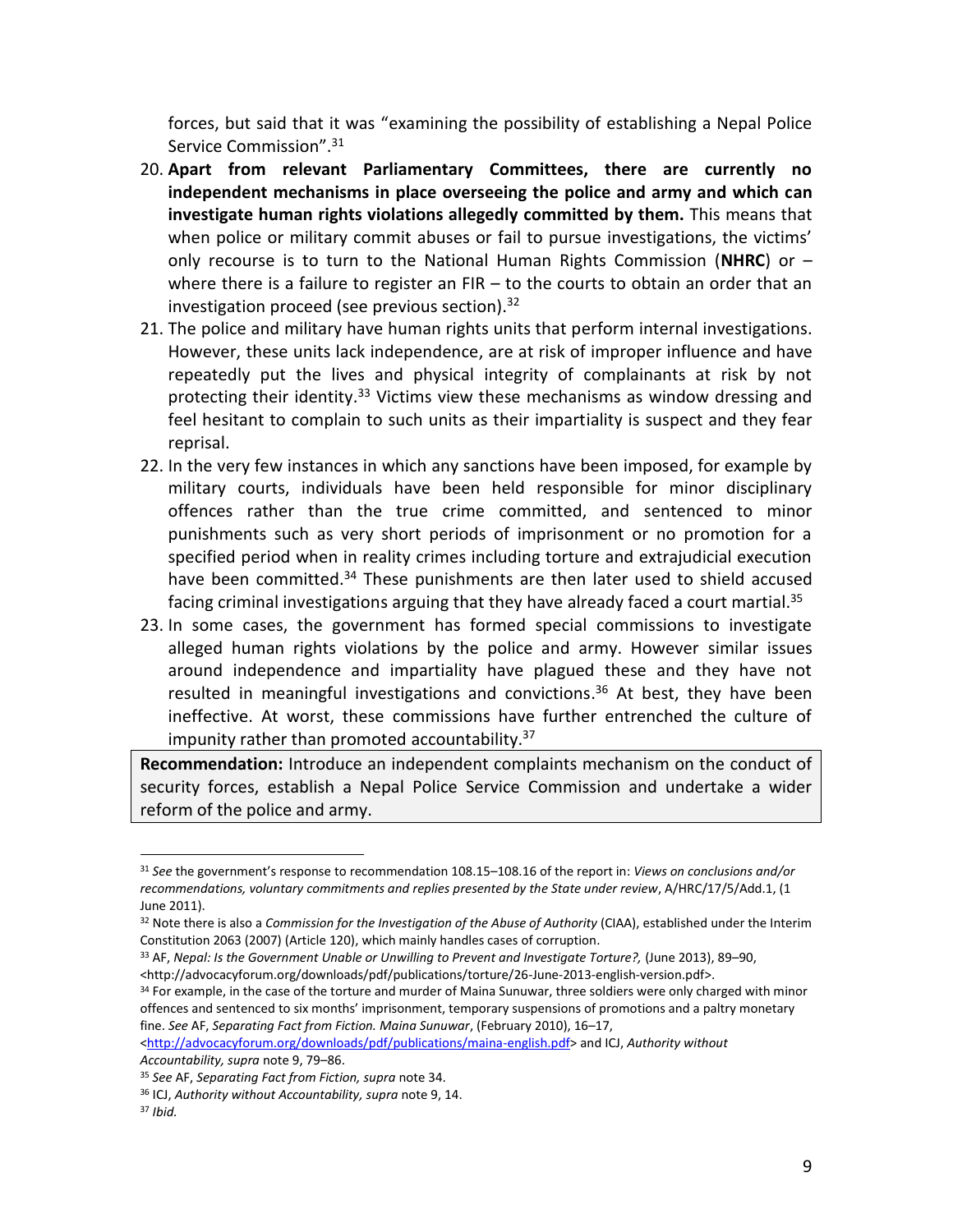forces, but said that it was "examining the possibility of establishing a Nepal Police Service Commission".[31]

20. **Apart from relevant Parliamentary Committees, there are currently no independent mechanisms in place overseeing the police and army and which can investigate human rights violations allegedly committed by them.** This means that when police or military commit abuses or fail to pursue investigations, the victims' only recourse is to turn to the National Human Rights Commission (**NHRC**) or – where there is a failure to register an FIR – to the courts to obtain an order that an investigation proceed (see previous section).[32]
21. The police and military have human rights units that perform internal investigations. However, these units lack independence, are at risk of improper influence and have repeatedly put the lives and physical integrity of complainants at risk by not protecting their identity.[33] Victims view these mechanisms as window dressing and feel hesitant to complain to such units as their impartiality is suspect and they fear reprisal.
22. In the very few instances in which any sanctions have been imposed, for example by military courts, individuals have been held responsible for minor disciplinary offences rather than the true crime committed, and sentenced to minor punishments such as very short periods of imprisonment or no promotion for a specified period when in reality crimes including torture and extrajudicial execution have been committed.[34] These punishments are then later used to shield accused facing criminal investigations arguing that they have already faced a court martial.[35]
23. In some cases, the government has formed special commissions to investigate alleged human rights violations by the police and army. However similar issues around independence and impartiality have plagued these and they have not resulted in meaningful investigations and convictions.[36] At best, they have been ineffective. At worst, these commissions have further entrenched the culture of impunity rather than promoted accountability.[37]

**Recommendation:** Introduce an independent complaints mechanism on the conduct of security forces, establish a Nepal Police Service Commission and undertake a wider reform of the police and army.

---

[31] *See* the government's response to recommendation 108.15–108.16 of the report in: *Views on conclusions and/or recommendations, voluntary commitments and replies presented by the State under review*, A/HRC/17/5/Add.1, (1 June 2011).

[32] Note there is also a *Commission for the Investigation of the Abuse of Authority* (CIAA), established under the Interim Constitution 2063 (2007) (Article 120), which mainly handles cases of corruption.

[33] AF, *Nepal: Is the Government Unable or Unwilling to Prevent and Investigate Torture?,* (June 2013), 89–90, <http://advocacyforum.org/downloads/pdf/publications/torture/26-June-2013-english-version.pdf>.

[34] For example, in the case of the torture and murder of Maina Sunuwar, three soldiers were only charged with minor offences and sentenced to six months' imprisonment, temporary suspensions of promotions and a paltry monetary fine. *See* AF, *Separating Fact from Fiction. Maina Sunuwar*, (February 2010), 16–17, <http://advocacyforum.org/downloads/pdf/publications/maina-english.pdf> and ICJ, *Authority without Accountability, supra* note 9, 79–86.

[35] *See* AF, *Separating Fact from Fiction, supra* note 34.

[36] ICJ, *Authority without Accountability, supra* note 9, 14.

[37] *Ibid.*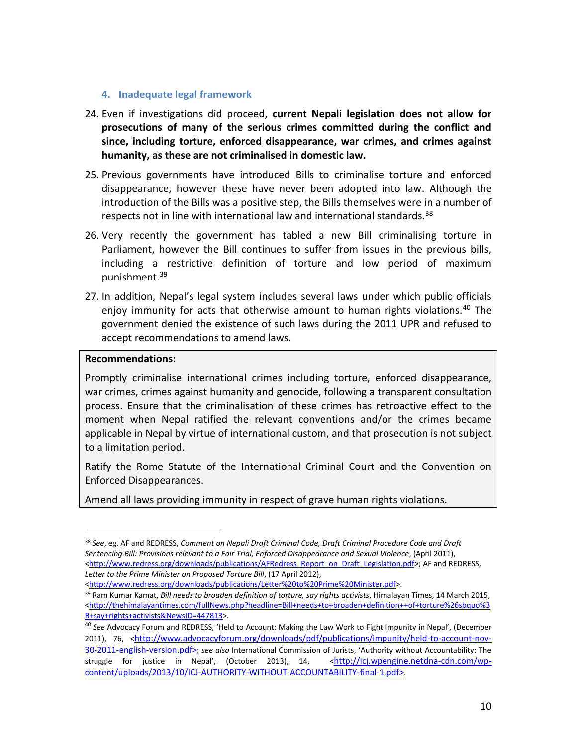### 4. Inadequate legal framework

24. Even if investigations did proceed, **current Nepali legislation does not allow for prosecutions of many of the serious crimes committed during the conflict and since, including torture, enforced disappearance, war crimes, and crimes against humanity, as these are not criminalised in domestic law.**

25. Previous governments have introduced Bills to criminalise torture and enforced disappearance, however these have never been adopted into law. Although the introduction of the Bills was a positive step, the Bills themselves were in a number of respects not in line with international law and international standards.[38]

26. Very recently the government has tabled a new Bill criminalising torture in Parliament, however the Bill continues to suffer from issues in the previous bills, including a restrictive definition of torture and low period of maximum punishment.[39]

27. In addition, Nepal's legal system includes several laws under which public officials enjoy immunity for acts that otherwise amount to human rights violations.[40] The government denied the existence of such laws during the 2011 UPR and refused to accept recommendations to amend laws.

**Recommendations:**

Promptly criminalise international crimes including torture, enforced disappearance, war crimes, crimes against humanity and genocide, following a transparent consultation process. Ensure that the criminalisation of these crimes has retroactive effect to the moment when Nepal ratified the relevant conventions and/or the crimes became applicable in Nepal by virtue of international custom, and that prosecution is not subject to a limitation period.

Ratify the Rome Statute of the International Criminal Court and the Convention on Enforced Disappearances.

Amend all laws providing immunity in respect of grave human rights violations.

---

[38] *See*, eg. AF and REDRESS, *Comment on Nepali Draft Criminal Code, Draft Criminal Procedure Code and Draft Sentencing Bill: Provisions relevant to a Fair Trial, Enforced Disappearance and Sexual Violence*, (April 2011), <http://www.redress.org/downloads/publications/AFRedress_Report_on_Draft_Legislation.pdf>; AF and REDRESS, *Letter to the Prime Minister on Proposed Torture Bill*, (17 April 2012), <http://www.redress.org/downloads/publications/Letter%20to%20Prime%20Minister.pdf>.

[39] Ram Kumar Kamat, *Bill needs to broaden definition of torture, say rights activists*, Himalayan Times, 14 March 2015, <http://thehimalayantimes.com/fullNews.php?headline=Bill+needs+to+broaden+definition++of+torture%26sbquo%3B+say+rights+activists&NewsID=447813>.

[40] *See* Advocacy Forum and REDRESS, 'Held to Account: Making the Law Work to Fight Impunity in Nepal', (December 2011), 76, <http://www.advocacyforum.org/downloads/pdf/publications/impunity/held-to-account-nov-30-2011-english-version.pdf>; *see also* International Commission of Jurists, 'Authority without Accountability: The struggle for justice in Nepal', (October 2013), 14, <http://icj.wpengine.netdna-cdn.com/wp-content/uploads/2013/10/ICJ-AUTHORITY-WITHOUT-ACCOUNTABILITY-final-1.pdf>.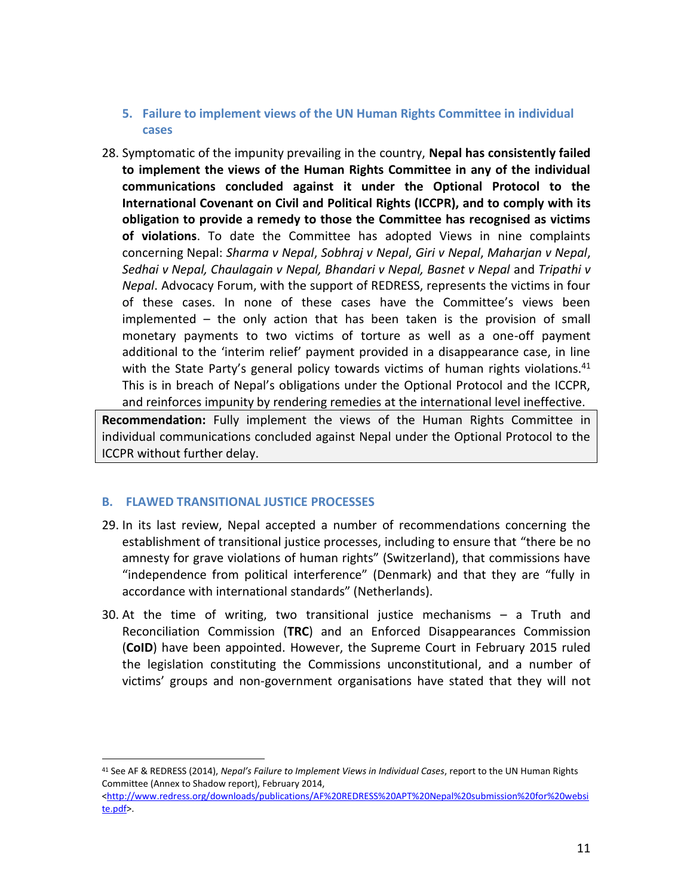### 5. Failure to implement views of the UN Human Rights Committee in individual cases

28. Symptomatic of the impunity prevailing in the country, **Nepal has consistently failed to implement the views of the Human Rights Committee in any of the individual communications concluded against it under the Optional Protocol to the International Covenant on Civil and Political Rights (ICCPR), and to comply with its obligation to provide a remedy to those the Committee has recognised as victims of violations**. To date the Committee has adopted Views in nine complaints concerning Nepal: *Sharma v Nepal*, *Sobhraj v Nepal*, *Giri v Nepal*, *Maharjan v Nepal*, *Sedhai v Nepal, Chaulagain v Nepal, Bhandari v Nepal, Basnet v Nepal* and *Tripathi v Nepal*. Advocacy Forum, with the support of REDRESS, represents the victims in four of these cases. In none of these cases have the Committee's views been implemented – the only action that has been taken is the provision of small monetary payments to two victims of torture as well as a one-off payment additional to the 'interim relief' payment provided in a disappearance case, in line with the State Party's general policy towards victims of human rights violations.[41] This is in breach of Nepal's obligations under the Optional Protocol and the ICCPR, and reinforces impunity by rendering remedies at the international level ineffective.

> **Recommendation:** Fully implement the views of the Human Rights Committee in individual communications concluded against Nepal under the Optional Protocol to the ICCPR without further delay.

## B. FLAWED TRANSITIONAL JUSTICE PROCESSES

29. In its last review, Nepal accepted a number of recommendations concerning the establishment of transitional justice processes, including to ensure that "there be no amnesty for grave violations of human rights" (Switzerland), that commissions have "independence from political interference" (Denmark) and that they are "fully in accordance with international standards" (Netherlands).

30. At the time of writing, two transitional justice mechanisms – a Truth and Reconciliation Commission (**TRC**) and an Enforced Disappearances Commission (**CoID**) have been appointed. However, the Supreme Court in February 2015 ruled the legislation constituting the Commissions unconstitutional, and a number of victims' groups and non-government organisations have stated that they will not

---

[41] See AF & REDRESS (2014), *Nepal's Failure to Implement Views in Individual Cases*, report to the UN Human Rights Committee (Annex to Shadow report), February 2014, <http://www.redress.org/downloads/publications/AF%20REDRESS%20APT%20Nepal%20submission%20for%20website.pdf>.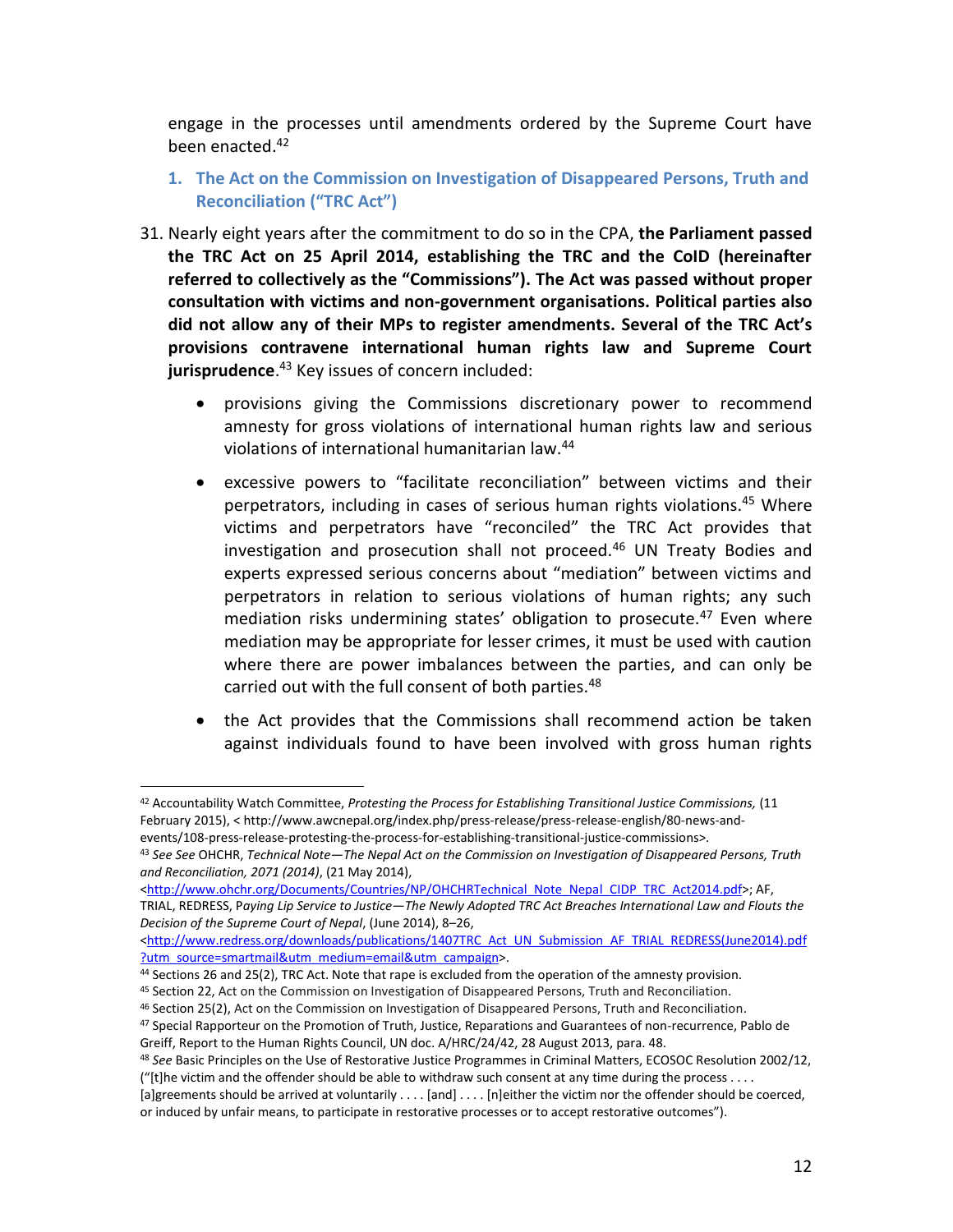engage in the processes until amendments ordered by the Supreme Court have been enacted.[42]

### 1. The Act on the Commission on Investigation of Disappeared Persons, Truth and Reconciliation ("TRC Act")

31. Nearly eight years after the commitment to do so in the CPA, **the Parliament passed the TRC Act on 25 April 2014, establishing the TRC and the CoID (hereinafter referred to collectively as the "Commissions"). The Act was passed without proper consultation with victims and non-government organisations. Political parties also did not allow any of their MPs to register amendments. Several of the TRC Act's provisions contravene international human rights law and Supreme Court jurisprudence**.[43] Key issues of concern included:

   - provisions giving the Commissions discretionary power to recommend amnesty for gross violations of international human rights law and serious violations of international humanitarian law.[44]
   - excessive powers to "facilitate reconciliation" between victims and their perpetrators, including in cases of serious human rights violations.[45] Where victims and perpetrators have "reconciled" the TRC Act provides that investigation and prosecution shall not proceed.[46] UN Treaty Bodies and experts expressed serious concerns about "mediation" between victims and perpetrators in relation to serious violations of human rights; any such mediation risks undermining states' obligation to prosecute.[47] Even where mediation may be appropriate for lesser crimes, it must be used with caution where there are power imbalances between the parties, and can only be carried out with the full consent of both parties.[48]
   - the Act provides that the Commissions shall recommend action be taken against individuals found to have been involved with gross human rights

---

[42] Accountability Watch Committee, *Protesting the Process for Establishing Transitional Justice Commissions,* (11 February 2015), < http://www.awcnepal.org/index.php/press-release/press-release-english/80-news-and-events/108-press-release-protesting-the-process-for-establishing-transitional-justice-commissions>.

[43] *See See* OHCHR, *Technical Note—The Nepal Act on the Commission on Investigation of Disappeared Persons, Truth and Reconciliation, 2071 (2014)*, (21 May 2014), <http://www.ohchr.org/Documents/Countries/NP/OHCHRTechnical_Note_Nepal_CIDP_TRC_Act2014.pdf>; AF, TRIAL, REDRESS, P*aying Lip Service to Justice—The Newly Adopted TRC Act Breaches International Law and Flouts the Decision of the Supreme Court of Nepal*, (June 2014), 8–26, <http://www.redress.org/downloads/publications/1407TRC_Act_UN_Submission_AF_TRIAL_REDRESS(June2014).pdf?utm_source=smartmail&utm_medium=email&utm_campaign>.

[44] Sections 26 and 25(2), TRC Act. Note that rape is excluded from the operation of the amnesty provision.

[45] Section 22, Act on the Commission on Investigation of Disappeared Persons, Truth and Reconciliation.

[46] Section 25(2), Act on the Commission on Investigation of Disappeared Persons, Truth and Reconciliation.

[47] Special Rapporteur on the Promotion of Truth, Justice, Reparations and Guarantees of non-recurrence, Pablo de Greiff, Report to the Human Rights Council, UN doc. A/HRC/24/42, 28 August 2013, para. 48.

[48] *See* Basic Principles on the Use of Restorative Justice Programmes in Criminal Matters, ECOSOC Resolution 2002/12, ("[t]he victim and the offender should be able to withdraw such consent at any time during the process . . . . [a]greements should be arrived at voluntarily . . . . [and] . . . . [n]either the victim nor the offender should be coerced, or induced by unfair means, to participate in restorative processes or to accept restorative outcomes").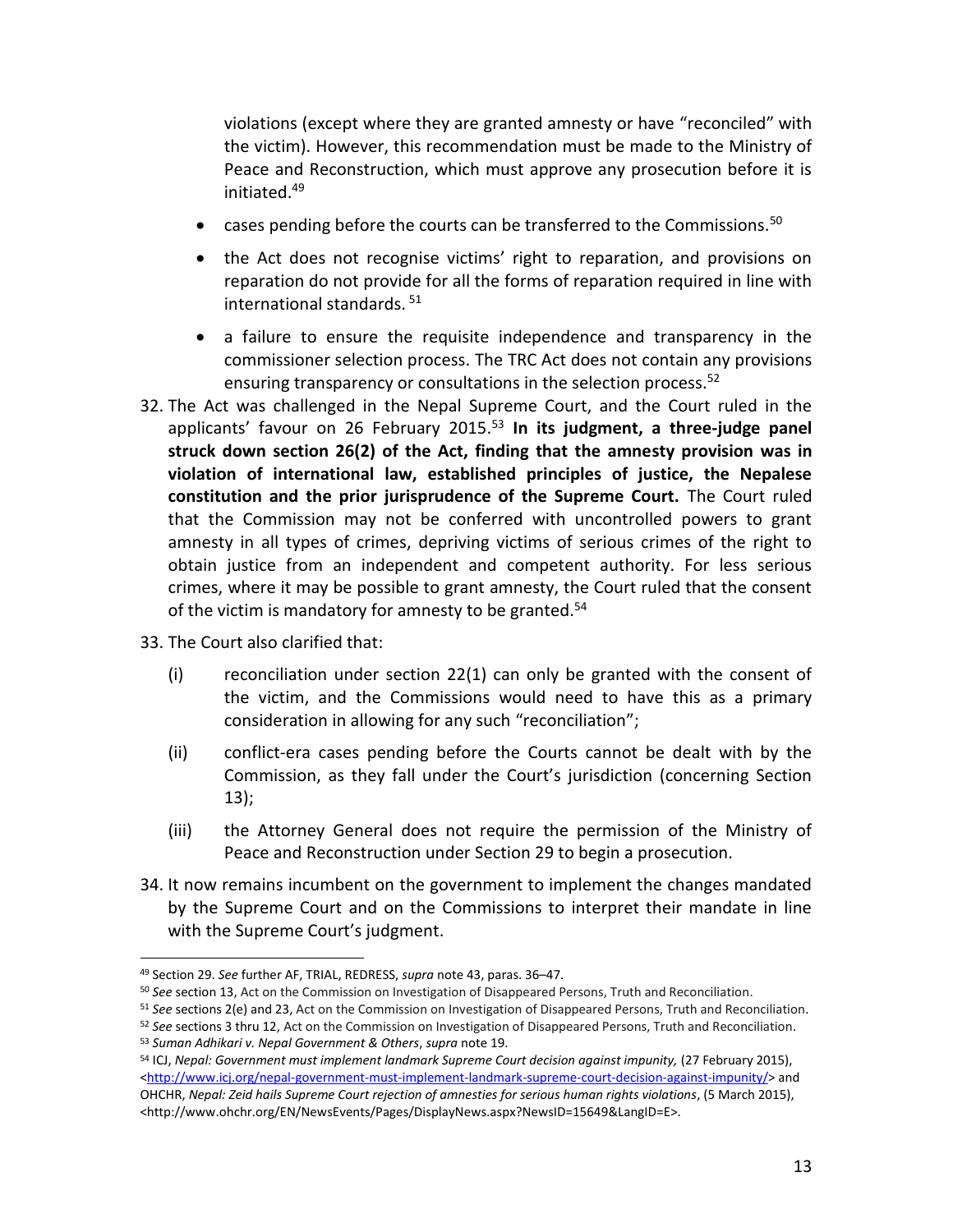violations (except where they are granted amnesty or have "reconciled" with the victim). However, this recommendation must be made to the Ministry of Peace and Reconstruction, which must approve any prosecution before it is initiated.[49]

- cases pending before the courts can be transferred to the Commissions.[50]
- the Act does not recognise victims' right to reparation, and provisions on reparation do not provide for all the forms of reparation required in line with international standards.[51]
- a failure to ensure the requisite independence and transparency in the commissioner selection process. The TRC Act does not contain any provisions ensuring transparency or consultations in the selection process.[52]

32. The Act was challenged in the Nepal Supreme Court, and the Court ruled in the applicants' favour on 26 February 2015.[53] **In its judgment, a three-judge panel struck down section 26(2) of the Act, finding that the amnesty provision was in violation of international law, established principles of justice, the Nepalese constitution and the prior jurisprudence of the Supreme Court.** The Court ruled that the Commission may not be conferred with uncontrolled powers to grant amnesty in all types of crimes, depriving victims of serious crimes of the right to obtain justice from an independent and competent authority. For less serious crimes, where it may be possible to grant amnesty, the Court ruled that the consent of the victim is mandatory for amnesty to be granted.[54]

33. The Court also clarified that:

    (i) reconciliation under section 22(1) can only be granted with the consent of the victim, and the Commissions would need to have this as a primary consideration in allowing for any such "reconciliation";

    (ii) conflict-era cases pending before the Courts cannot be dealt with by the Commission, as they fall under the Court's jurisdiction (concerning Section 13);

    (iii) the Attorney General does not require the permission of the Ministry of Peace and Reconstruction under Section 29 to begin a prosecution.

34. It now remains incumbent on the government to implement the changes mandated by the Supreme Court and on the Commissions to interpret their mandate in line with the Supreme Court's judgment.

---

[49] Section 29. *See* further AF, TRIAL, REDRESS, *supra* note 43, paras. 36–47.

[50] *See* section 13, Act on the Commission on Investigation of Disappeared Persons, Truth and Reconciliation.

[51] *See* sections 2(e) and 23, Act on the Commission on Investigation of Disappeared Persons, Truth and Reconciliation.

[52] *See* sections 3 thru 12, Act on the Commission on Investigation of Disappeared Persons, Truth and Reconciliation.

[53] *Suman Adhikari v. Nepal Government & Others*, *supra* note 19.

[54] ICJ, *Nepal: Government must implement landmark Supreme Court decision against impunity,* (27 February 2015), <http://www.icj.org/nepal-government-must-implement-landmark-supreme-court-decision-against-impunity/> and OHCHR, *Nepal: Zeid hails Supreme Court rejection of amnesties for serious human rights violations*, (5 March 2015), <http://www.ohchr.org/EN/NewsEvents/Pages/DisplayNews.aspx?NewsID=15649&LangID=E>.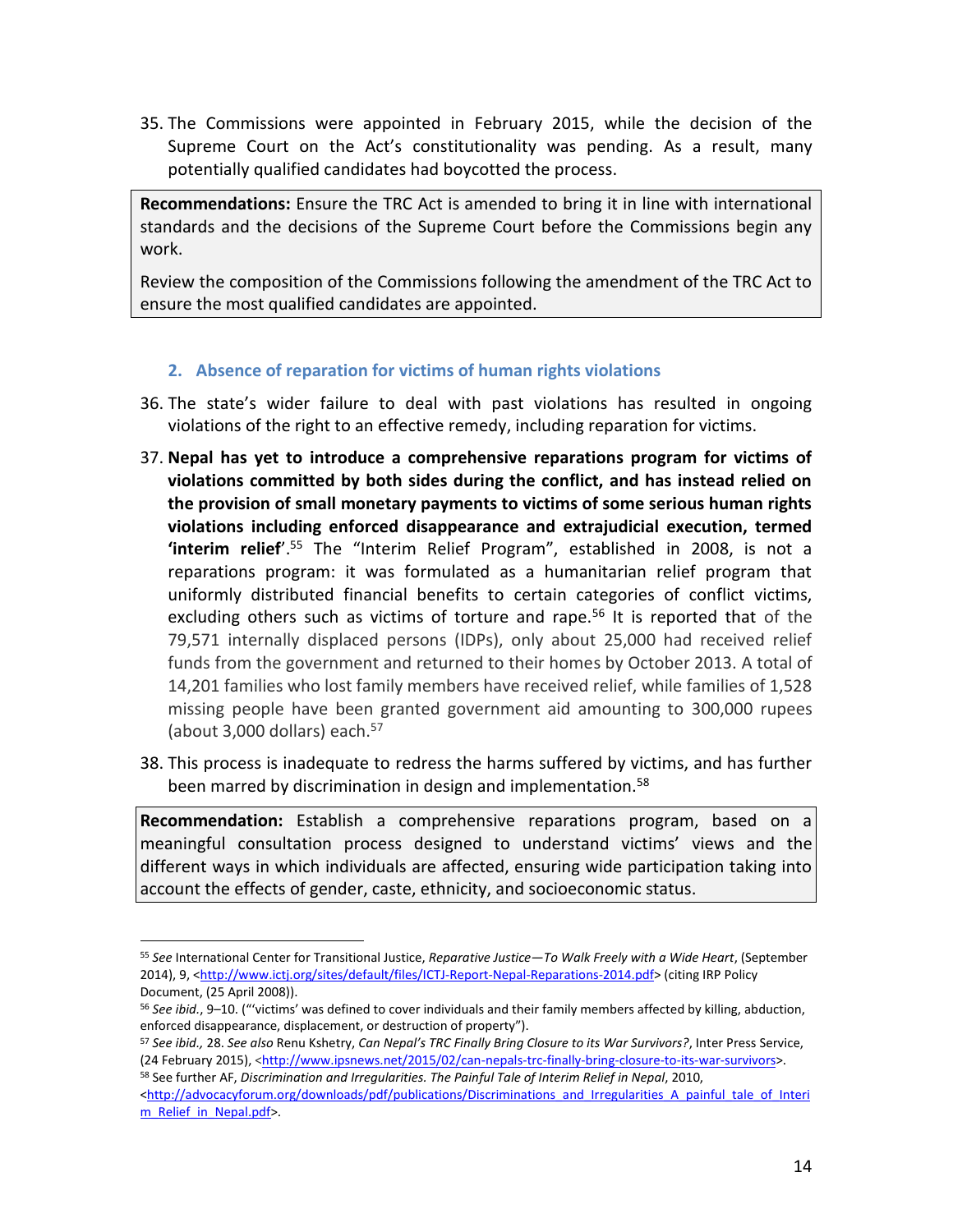35. The Commissions were appointed in February 2015, while the decision of the Supreme Court on the Act's constitutionality was pending. As a result, many potentially qualified candidates had boycotted the process.

> **Recommendations:** Ensure the TRC Act is amended to bring it in line with international standards and the decisions of the Supreme Court before the Commissions begin any work.
>
> Review the composition of the Commissions following the amendment of the TRC Act to ensure the most qualified candidates are appointed.

### 2. Absence of reparation for victims of human rights violations

36. The state's wider failure to deal with past violations has resulted in ongoing violations of the right to an effective remedy, including reparation for victims.

37. **Nepal has yet to introduce a comprehensive reparations program for victims of violations committed by both sides during the conflict, and has instead relied on the provision of small monetary payments to victims of some serious human rights violations including enforced disappearance and extrajudicial execution, termed 'interim relief'**.[55] The "Interim Relief Program", established in 2008, is not a reparations program: it was formulated as a humanitarian relief program that uniformly distributed financial benefits to certain categories of conflict victims, excluding others such as victims of torture and rape.[56] It is reported that of the 79,571 internally displaced persons (IDPs), only about 25,000 had received relief funds from the government and returned to their homes by October 2013. A total of 14,201 families who lost family members have received relief, while families of 1,528 missing people have been granted government aid amounting to 300,000 rupees (about 3,000 dollars) each.[57]

38. This process is inadequate to redress the harms suffered by victims, and has further been marred by discrimination in design and implementation.[58]

> **Recommendation:** Establish a comprehensive reparations program, based on a meaningful consultation process designed to understand victims' views and the different ways in which individuals are affected, ensuring wide participation taking into account the effects of gender, caste, ethnicity, and socioeconomic status.

---

[55] *See* International Center for Transitional Justice, *Reparative Justice—To Walk Freely with a Wide Heart*, (September 2014), 9, <http://www.ictj.org/sites/default/files/ICTJ-Report-Nepal-Reparations-2014.pdf> (citing IRP Policy Document, (25 April 2008)).

[56] *See ibid.*, 9–10. ("'victims' was defined to cover individuals and their family members affected by killing, abduction, enforced disappearance, displacement, or destruction of property").

[57] *See ibid.,* 28. *See also* Renu Kshetry, *Can Nepal's TRC Finally Bring Closure to its War Survivors?*, Inter Press Service, (24 February 2015), <http://www.ipsnews.net/2015/02/can-nepals-trc-finally-bring-closure-to-its-war-survivors>.

[58] See further AF, *Discrimination and Irregularities. The Painful Tale of Interim Relief in Nepal*, 2010, <http://advocacyforum.org/downloads/pdf/publications/Discriminations_and_Irregularities_A_painful_tale_of_Interim_Relief_in_Nepal.pdf>.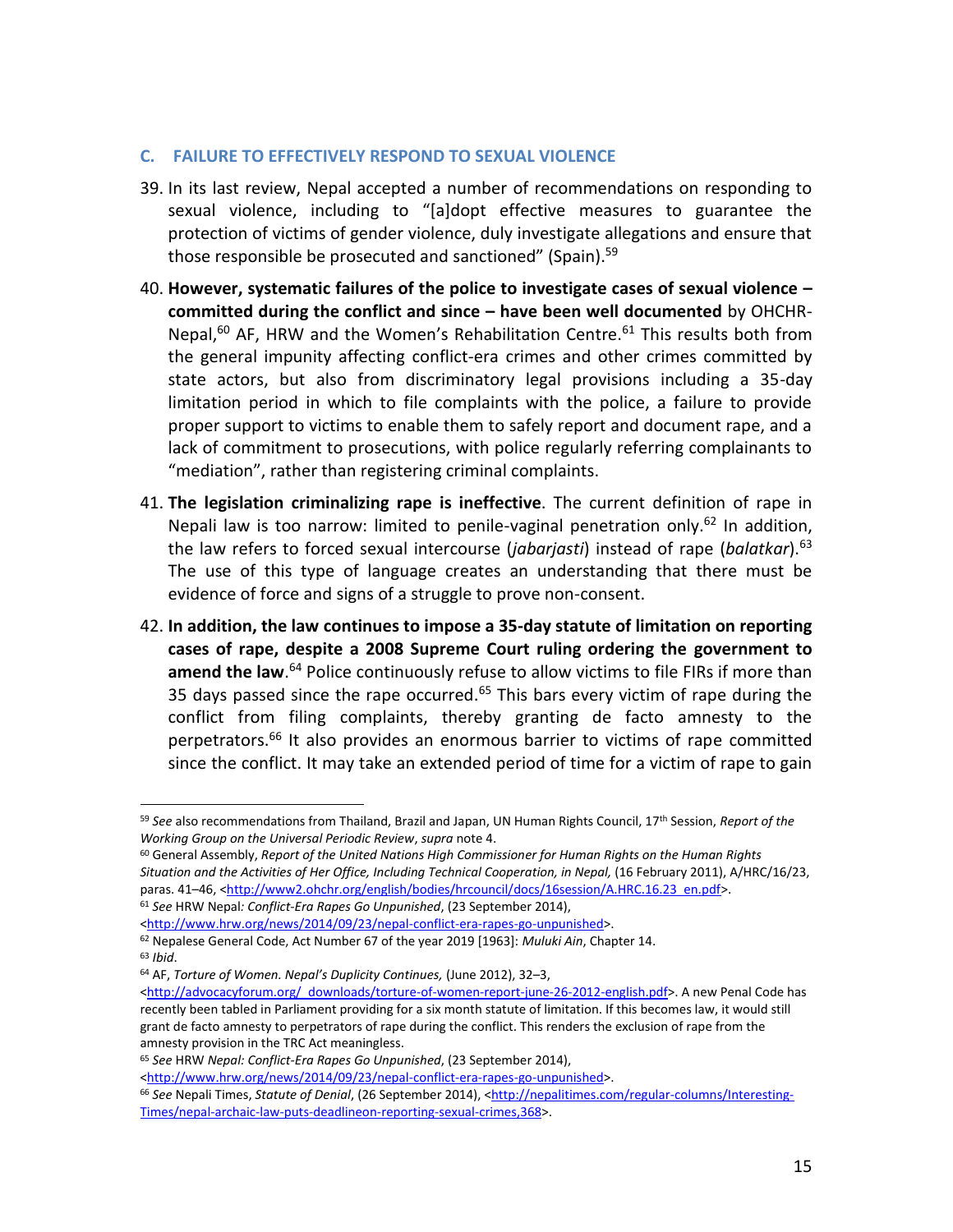### C. FAILURE TO EFFECTIVELY RESPOND TO SEXUAL VIOLENCE

39. In its last review, Nepal accepted a number of recommendations on responding to sexual violence, including to "[a]dopt effective measures to guarantee the protection of victims of gender violence, duly investigate allegations and ensure that those responsible be prosecuted and sanctioned" (Spain).[59]

40. **However, systematic failures of the police to investigate cases of sexual violence – committed during the conflict and since – have been well documented** by OHCHR-Nepal,[60] AF, HRW and the Women's Rehabilitation Centre.[61] This results both from the general impunity affecting conflict-era crimes and other crimes committed by state actors, but also from discriminatory legal provisions including a 35-day limitation period in which to file complaints with the police, a failure to provide proper support to victims to enable them to safely report and document rape, and a lack of commitment to prosecutions, with police regularly referring complainants to "mediation", rather than registering criminal complaints.

41. **The legislation criminalizing rape is ineffective**. The current definition of rape in Nepali law is too narrow: limited to penile-vaginal penetration only.[62] In addition, the law refers to forced sexual intercourse (*jabarjasti*) instead of rape (*balatkar*).[63] The use of this type of language creates an understanding that there must be evidence of force and signs of a struggle to prove non-consent.

42. **In addition, the law continues to impose a 35-day statute of limitation on reporting cases of rape, despite a 2008 Supreme Court ruling ordering the government to amend the law**.[64] Police continuously refuse to allow victims to file FIRs if more than 35 days passed since the rape occurred.[65] This bars every victim of rape during the conflict from filing complaints, thereby granting de facto amnesty to the perpetrators.[66] It also provides an enormous barrier to victims of rape committed since the conflict. It may take an extended period of time for a victim of rape to gain

---

[59] *See* also recommendations from Thailand, Brazil and Japan, UN Human Rights Council, 17th Session, *Report of the Working Group on the Universal Periodic Review*, *supra* note 4.

[60] General Assembly, *Report of the United Nations High Commissioner for Human Rights on the Human Rights Situation and the Activities of Her Office, Including Technical Cooperation, in Nepal,* (16 February 2011), A/HRC/16/23, paras. 41–46, <http://www2.ohchr.org/english/bodies/hrcouncil/docs/16session/A.HRC.16.23_en.pdf>.

[61] *See* HRW Nepal*: Conflict-Era Rapes Go Unpunished*, (23 September 2014), <http://www.hrw.org/news/2014/09/23/nepal-conflict-era-rapes-go-unpunished>.

[62] Nepalese General Code, Act Number 67 of the year 2019 [1963]: *Muluki Ain*, Chapter 14.

[63] *Ibid*.

[64] AF, *Torture of Women. Nepal's Duplicity Continues,* (June 2012), 32–3, <http://advocacyforum.org/_downloads/torture-of-women-report-june-26-2012-english.pdf>. A new Penal Code has recently been tabled in Parliament providing for a six month statute of limitation. If this becomes law, it would still grant de facto amnesty to perpetrators of rape during the conflict. This renders the exclusion of rape from the amnesty provision in the TRC Act meaningless.

[65] *See* HRW *Nepal: Conflict-Era Rapes Go Unpunished*, (23 September 2014), <http://www.hrw.org/news/2014/09/23/nepal-conflict-era-rapes-go-unpunished>.

[66] *See* Nepali Times, *Statute of Denial*, (26 September 2014), <http://nepalitimes.com/regular-columns/Interesting-Times/nepal-archaic-law-puts-deadlineon-reporting-sexual-crimes,368>.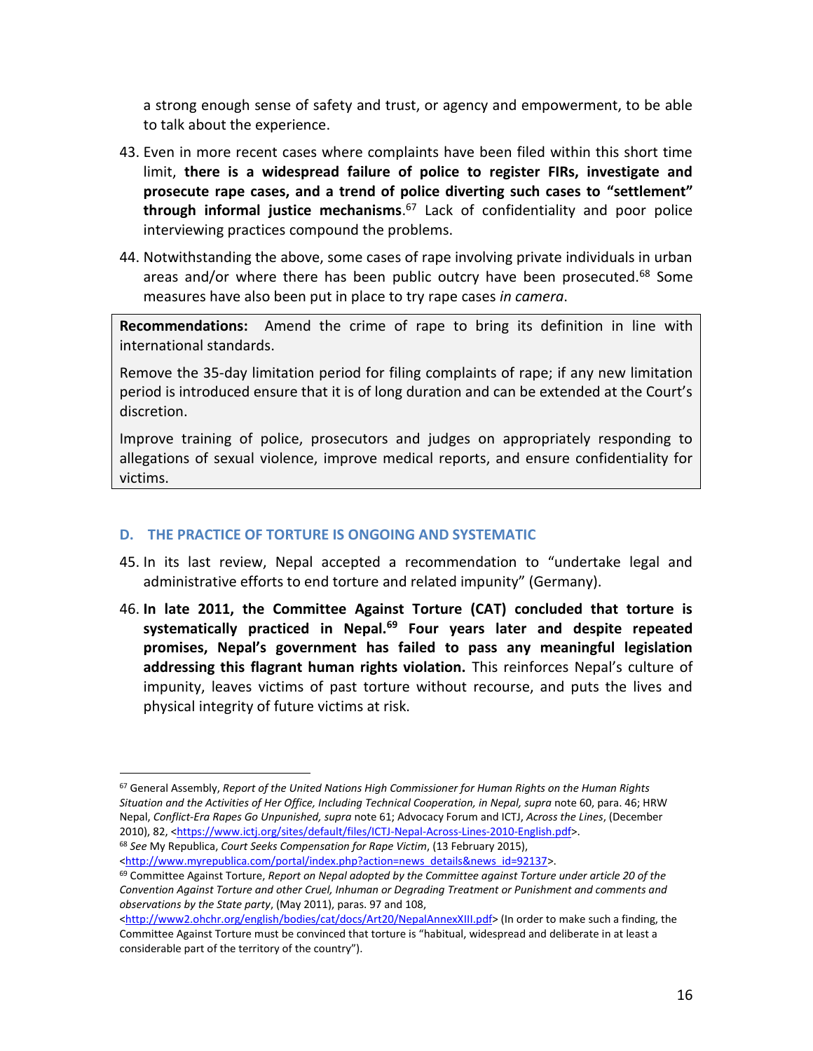a strong enough sense of safety and trust, or agency and empowerment, to be able to talk about the experience.

43. Even in more recent cases where complaints have been filed within this short time limit, **there is a widespread failure of police to register FIRs, investigate and prosecute rape cases, and a trend of police diverting such cases to "settlement" through informal justice mechanisms**.[67] Lack of confidentiality and poor police interviewing practices compound the problems.

44. Notwithstanding the above, some cases of rape involving private individuals in urban areas and/or where there has been public outcry have been prosecuted.[68] Some measures have also been put in place to try rape cases *in camera*.

> **Recommendations:** Amend the crime of rape to bring its definition in line with international standards.
>
> Remove the 35-day limitation period for filing complaints of rape; if any new limitation period is introduced ensure that it is of long duration and can be extended at the Court's discretion.
>
> Improve training of police, prosecutors and judges on appropriately responding to allegations of sexual violence, improve medical reports, and ensure confidentiality for victims.

## D. THE PRACTICE OF TORTURE IS ONGOING AND SYSTEMATIC

45. In its last review, Nepal accepted a recommendation to "undertake legal and administrative efforts to end torture and related impunity" (Germany).

46. **In late 2011, the Committee Against Torture (CAT) concluded that torture is systematically practiced in Nepal.[69] Four years later and despite repeated promises, Nepal's government has failed to pass any meaningful legislation addressing this flagrant human rights violation.** This reinforces Nepal's culture of impunity, leaves victims of past torture without recourse, and puts the lives and physical integrity of future victims at risk.

---

[67] General Assembly, *Report of the United Nations High Commissioner for Human Rights on the Human Rights Situation and the Activities of Her Office, Including Technical Cooperation, in Nepal, supra* note 60, para. 46; HRW Nepal, *Conflict-Era Rapes Go Unpunished, supra* note 61; Advocacy Forum and ICTJ, *Across the Lines*, (December 2010), 82, <https://www.ictj.org/sites/default/files/ICTJ-Nepal-Across-Lines-2010-English.pdf>.

[68] *See* My Republica, *Court Seeks Compensation for Rape Victim*, (13 February 2015), <http://www.myrepublica.com/portal/index.php?action=news_details&news_id=92137>.

[69] Committee Against Torture, *Report on Nepal adopted by the Committee against Torture under article 20 of the Convention Against Torture and other Cruel, Inhuman or Degrading Treatment or Punishment and comments and observations by the State party*, (May 2011), paras. 97 and 108, <http://www2.ohchr.org/english/bodies/cat/docs/Art20/NepalAnnexXIII.pdf> (In order to make such a finding, the Committee Against Torture must be convinced that torture is "habitual, widespread and deliberate in at least a considerable part of the territory of the country").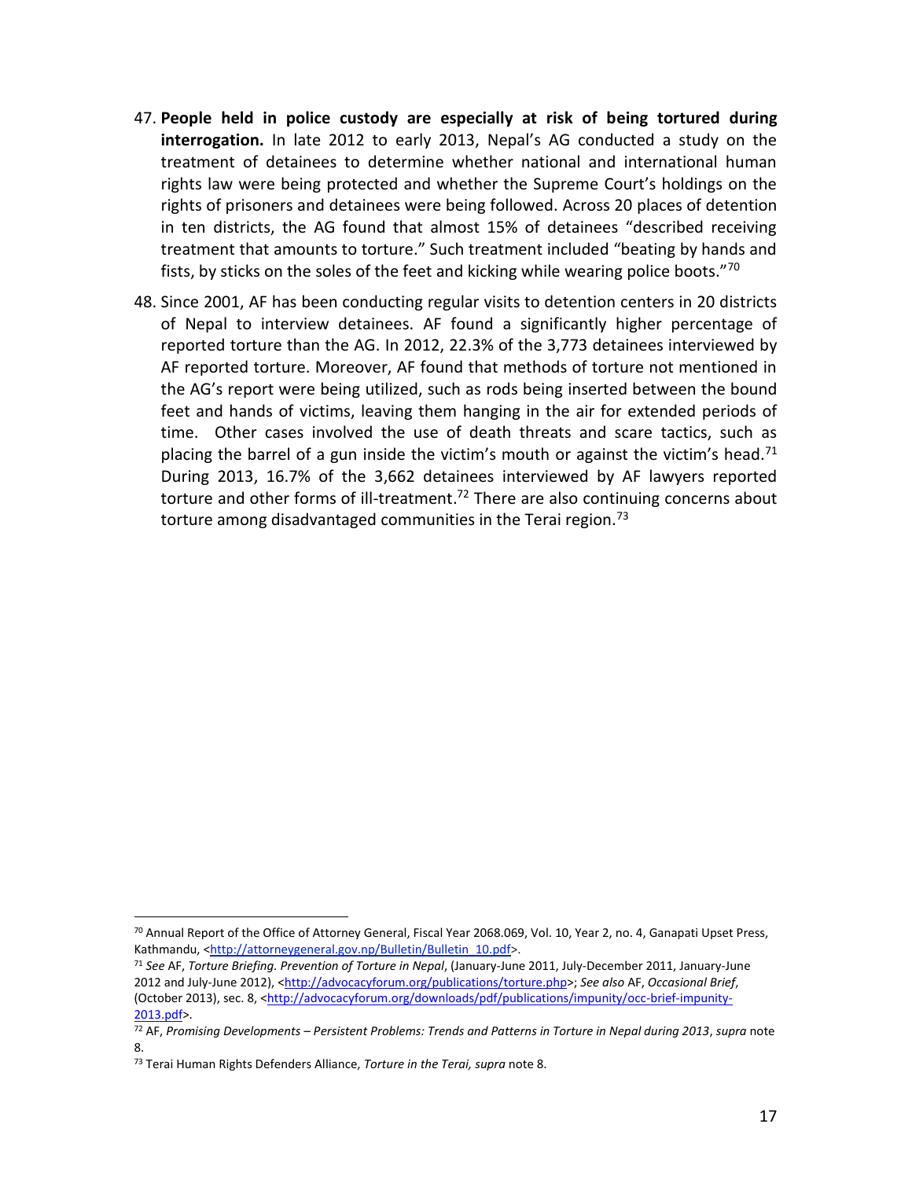47. **People held in police custody are especially at risk of being tortured during interrogation.** In late 2012 to early 2013, Nepal's AG conducted a study on the treatment of detainees to determine whether national and international human rights law were being protected and whether the Supreme Court's holdings on the rights of prisoners and detainees were being followed. Across 20 places of detention in ten districts, the AG found that almost 15% of detainees "described receiving treatment that amounts to torture." Such treatment included "beating by hands and fists, by sticks on the soles of the feet and kicking while wearing police boots."[70]

48. Since 2001, AF has been conducting regular visits to detention centers in 20 districts of Nepal to interview detainees. AF found a significantly higher percentage of reported torture than the AG. In 2012, 22.3% of the 3,773 detainees interviewed by AF reported torture. Moreover, AF found that methods of torture not mentioned in the AG's report were being utilized, such as rods being inserted between the bound feet and hands of victims, leaving them hanging in the air for extended periods of time. Other cases involved the use of death threats and scare tactics, such as placing the barrel of a gun inside the victim's mouth or against the victim's head.[71] During 2013, 16.7% of the 3,662 detainees interviewed by AF lawyers reported torture and other forms of ill-treatment.[72] There are also continuing concerns about torture among disadvantaged communities in the Terai region.[73]

---

[70] Annual Report of the Office of Attorney General, Fiscal Year 2068.069, Vol. 10, Year 2, no. 4, Ganapati Upset Press, Kathmandu, <http://attorneygeneral.gov.np/Bulletin/Bulletin_10.pdf>.

[71] *See* AF, *Torture Briefing. Prevention of Torture in Nepal*, (January-June 2011, July-December 2011, January-June 2012 and July-June 2012), <http://advocacyforum.org/publications/torture.php>; *See also* AF, *Occasional Brief*, (October 2013), sec. 8, <http://advocacyforum.org/downloads/pdf/publications/impunity/occ-brief-impunity-2013.pdf>.

[72] AF, *Promising Developments – Persistent Problems: Trends and Patterns in Torture in Nepal during 2013*, *supra* note 8.

[73] Terai Human Rights Defenders Alliance, *Torture in the Terai, supra* note 8.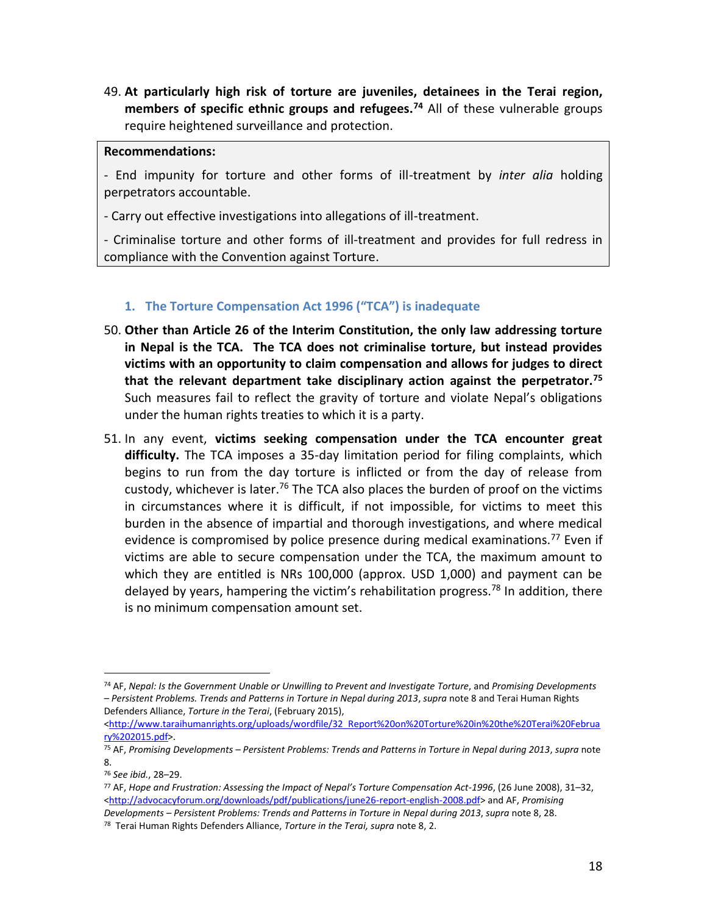49. **At particularly high risk of torture are juveniles, detainees in the Terai region, members of specific ethnic groups and refugees.**[74] All of these vulnerable groups require heightened surveillance and protection.

> **Recommendations:**
>
> - End impunity for torture and other forms of ill-treatment by *inter alia* holding perpetrators accountable.
>
> - Carry out effective investigations into allegations of ill-treatment.
>
> - Criminalise torture and other forms of ill-treatment and provides for full redress in compliance with the Convention against Torture.

### 1. The Torture Compensation Act 1996 ("TCA") is inadequate

50. **Other than Article 26 of the Interim Constitution, the only law addressing torture in Nepal is the TCA. The TCA does not criminalise torture, but instead provides victims with an opportunity to claim compensation and allows for judges to direct that the relevant department take disciplinary action against the perpetrator.**[75] Such measures fail to reflect the gravity of torture and violate Nepal's obligations under the human rights treaties to which it is a party.

51. In any event, **victims seeking compensation under the TCA encounter great difficulty.** The TCA imposes a 35-day limitation period for filing complaints, which begins to run from the day torture is inflicted or from the day of release from custody, whichever is later.[76] The TCA also places the burden of proof on the victims in circumstances where it is difficult, if not impossible, for victims to meet this burden in the absence of impartial and thorough investigations, and where medical evidence is compromised by police presence during medical examinations.[77] Even if victims are able to secure compensation under the TCA, the maximum amount to which they are entitled is NRs 100,000 (approx. USD 1,000) and payment can be delayed by years, hampering the victim's rehabilitation progress.[78] In addition, there is no minimum compensation amount set.

---

[74] AF, *Nepal: Is the Government Unable or Unwilling to Prevent and Investigate Torture*, and *Promising Developments – Persistent Problems. Trends and Patterns in Torture in Nepal during 2013*, *supra* note 8 and Terai Human Rights Defenders Alliance, *Torture in the Terai*, (February 2015), <http://www.taraihumanrights.org/uploads/wordfile/32_Report%20on%20Torture%20in%20the%20Terai%20February%202015.pdf>.

[75] AF, *Promising Developments – Persistent Problems: Trends and Patterns in Torture in Nepal during 2013*, *supra* note 8.

[76] *See ibid.*, 28–29.

[77] AF, *Hope and Frustration: Assessing the Impact of Nepal's Torture Compensation Act-1996*, (26 June 2008), 31–32, <http://advocacyforum.org/downloads/pdf/publications/june26-report-english-2008.pdf> and AF, *Promising Developments – Persistent Problems: Trends and Patterns in Torture in Nepal during 2013*, *supra* note 8, 28.

[78] Terai Human Rights Defenders Alliance, *Torture in the Terai, supra* note 8, 2.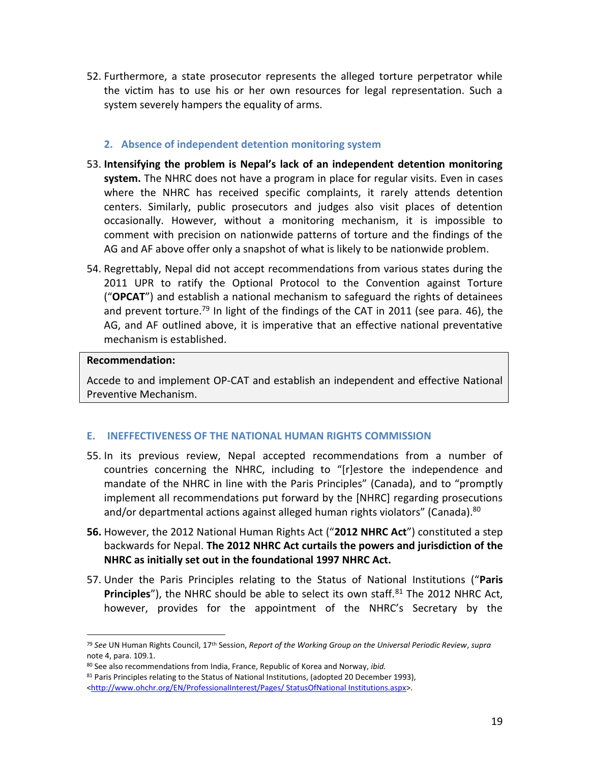52. Furthermore, a state prosecutor represents the alleged torture perpetrator while the victim has to use his or her own resources for legal representation. Such a system severely hampers the equality of arms.

### 2. Absence of independent detention monitoring system

53. **Intensifying the problem is Nepal's lack of an independent detention monitoring system.** The NHRC does not have a program in place for regular visits. Even in cases where the NHRC has received specific complaints, it rarely attends detention centers. Similarly, public prosecutors and judges also visit places of detention occasionally. However, without a monitoring mechanism, it is impossible to comment with precision on nationwide patterns of torture and the findings of the AG and AF above offer only a snapshot of what is likely to be nationwide problem.

54. Regrettably, Nepal did not accept recommendations from various states during the 2011 UPR to ratify the Optional Protocol to the Convention against Torture ("**OPCAT**") and establish a national mechanism to safeguard the rights of detainees and prevent torture.[79] In light of the findings of the CAT in 2011 (see para. 46), the AG, and AF outlined above, it is imperative that an effective national preventative mechanism is established.

| **Recommendation:** |
|---|
| Accede to and implement OP-CAT and establish an independent and effective National Preventive Mechanism. |

## E. INEFFECTIVENESS OF THE NATIONAL HUMAN RIGHTS COMMISSION

55. In its previous review, Nepal accepted recommendations from a number of countries concerning the NHRC, including to "[r]estore the independence and mandate of the NHRC in line with the Paris Principles" (Canada), and to "promptly implement all recommendations put forward by the [NHRC] regarding prosecutions and/or departmental actions against alleged human rights violators" (Canada).[80]

**56.** However, the 2012 National Human Rights Act ("**2012 NHRC Act**") constituted a step backwards for Nepal. **The 2012 NHRC Act curtails the powers and jurisdiction of the NHRC as initially set out in the foundational 1997 NHRC Act.**

57. Under the Paris Principles relating to the Status of National Institutions ("**Paris Principles**"), the NHRC should be able to select its own staff.[81] The 2012 NHRC Act, however, provides for the appointment of the NHRC's Secretary by the

---

[79] *See* UN Human Rights Council, 17th Session, *Report of the Working Group on the Universal Periodic Review*, *supra* note 4, para. 109.1.

[80] See also recommendations from India, France, Republic of Korea and Norway, *ibid.*

[81] Paris Principles relating to the Status of National Institutions, (adopted 20 December 1993), <http://www.ohchr.org/EN/ProfessionalInterest/Pages/ StatusOfNational Institutions.aspx>.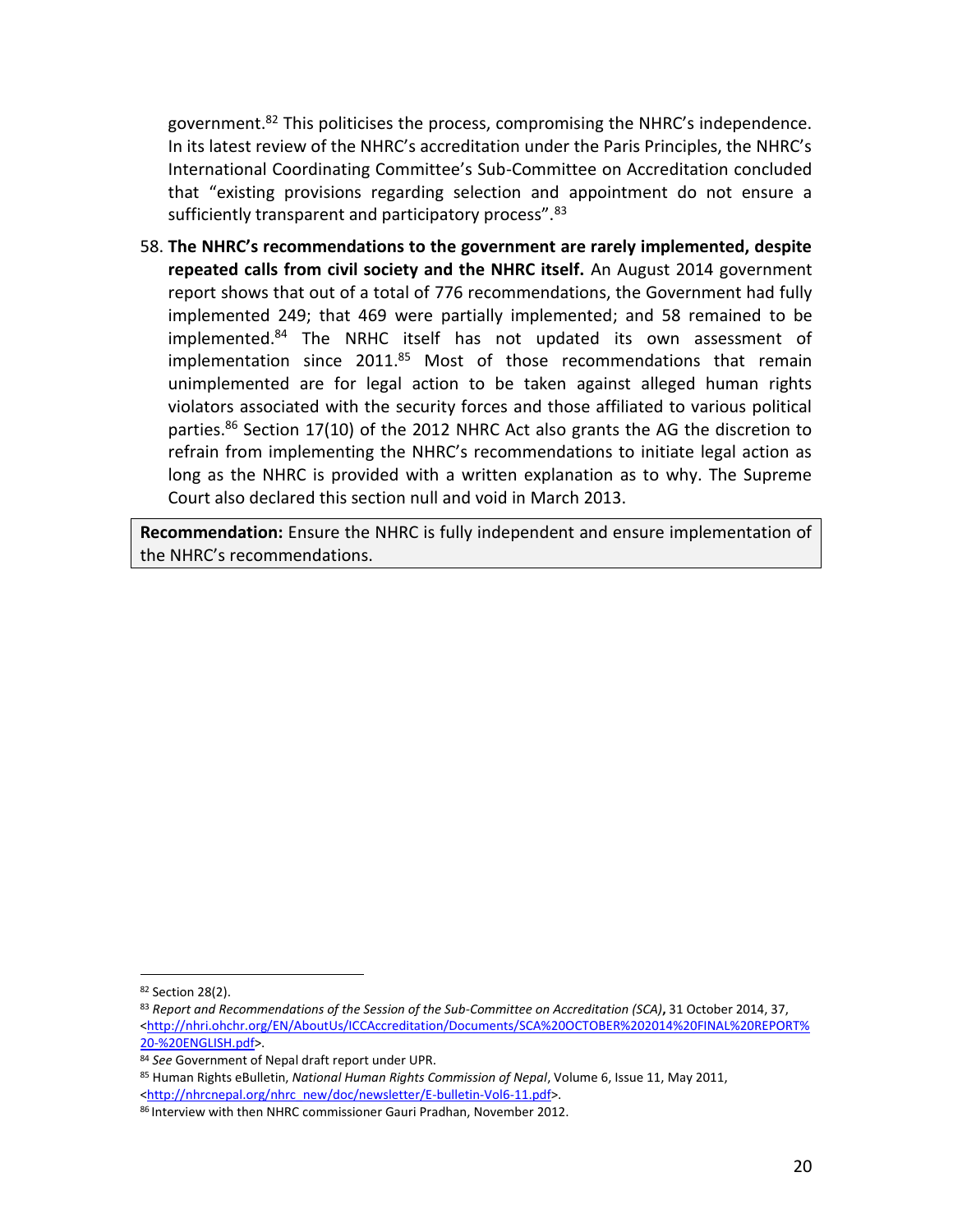government.[82] This politicises the process, compromising the NHRC's independence. In its latest review of the NHRC's accreditation under the Paris Principles, the NHRC's International Coordinating Committee's Sub-Committee on Accreditation concluded that "existing provisions regarding selection and appointment do not ensure a sufficiently transparent and participatory process".[83]

58. **The NHRC's recommendations to the government are rarely implemented, despite repeated calls from civil society and the NHRC itself.** An August 2014 government report shows that out of a total of 776 recommendations, the Government had fully implemented 249; that 469 were partially implemented; and 58 remained to be implemented.[84] The NRHC itself has not updated its own assessment of implementation since 2011.[85] Most of those recommendations that remain unimplemented are for legal action to be taken against alleged human rights violators associated with the security forces and those affiliated to various political parties.[86] Section 17(10) of the 2012 NHRC Act also grants the AG the discretion to refrain from implementing the NHRC's recommendations to initiate legal action as long as the NHRC is provided with a written explanation as to why. The Supreme Court also declared this section null and void in March 2013.

**Recommendation:** Ensure the NHRC is fully independent and ensure implementation of the NHRC's recommendations.

---

[82] Section 28(2).

[83] *Report and Recommendations of the Session of the Sub-Committee on Accreditation (SCA)***,** 31 October 2014, 37, <http://nhri.ohchr.org/EN/AboutUs/ICCAccreditation/Documents/SCA%20OCTOBER%202014%20FINAL%20REPORT%20-%20ENGLISH.pdf>.

[84] *See* Government of Nepal draft report under UPR.

[85] Human Rights eBulletin, *National Human Rights Commission of Nepal*, Volume 6, Issue 11, May 2011, <http://nhrcnepal.org/nhrc_new/doc/newsletter/E-bulletin-Vol6-11.pdf>.

[86] Interview with then NHRC commissioner Gauri Pradhan, November 2012.